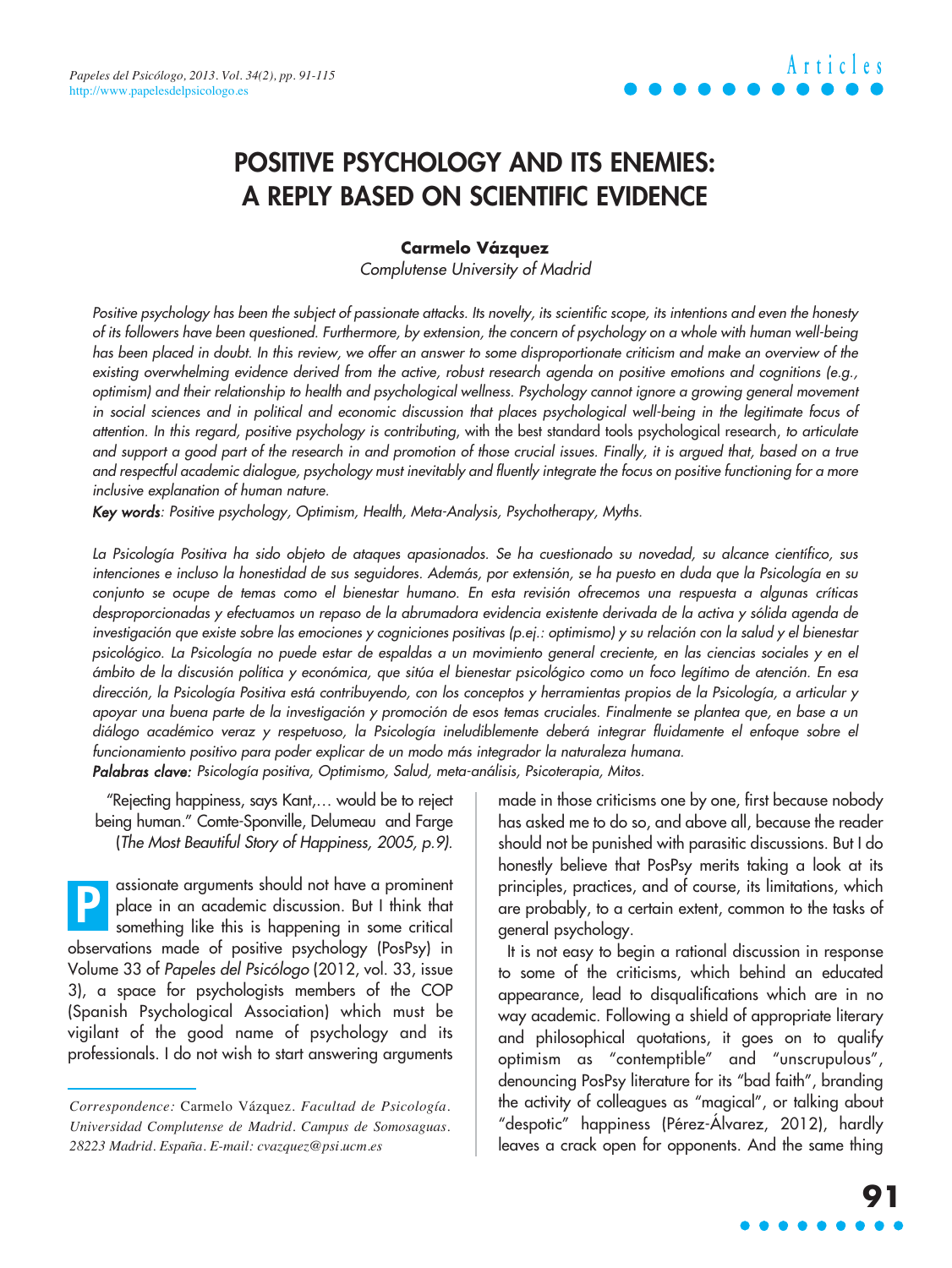# POSITIVE PSYCHOLOGY AND ITS ENEMIES: A REPLY BASED ON SCIENTIFIC EVIDENCE

**Carmelo Vázquez**

*Complutense University of Madrid*

*Positive psychology has been the subject of passionate attacks. Its novelty, its scientific scope, its intentions and even the honesty of its followers have been questioned. Furthermore, by extension, the concern of psychology on a whole with human well-being has been placed in doubt. In this review, we offer an answer to some disproportionate criticism and make an overview of the existing overwhelming evidence derived from the active, robust research agenda on positive emotions and cognitions (e.g., optimism) and their relationship to health and psychological wellness. Psychology cannot ignore a growing general movement in social sciences and in political and economic discussion that places psychological well-being in the legitimate focus of attention. In this regard, positive psychology is contributing, with the best standard tools psychological research, to articulate and support a good part of the research in and promotion of those crucial issues. Finally, it is argued that, based on a true and respectful academic dialogue, psychology must inevitably and fluently integrate the focus on positive functioning for a more inclusive explanation of human nature.*

***Key words**: Positive psychology, Optimism, Health, Meta-Analysis, Psychotherapy, Myths.*

*La Psicología Positiva ha sido objeto de ataques apasionados. Se ha cuestionado su novedad, su alcance científico, sus intenciones e incluso la honestidad de sus seguidores. Además, por extensión, se ha puesto en duda que la Psicología en su conjunto se ocupe de temas como el bienestar humano. En esta revisión ofrecemos una respuesta a algunas críticas desproporcionadas y efectuamos un repaso de la abrumadora evidencia existente derivada de la activa y sólida agenda de investigación que existe sobre las emociones y cogniciones positivas (p.ej.: optimismo) y su relación con la salud y el bienestar psicológico. La Psicología no puede estar de espaldas a un movimiento general creciente, en las ciencias sociales y en el ámbito de la discusión política y económica, que sitúa el bienestar psicológico como un foco legítimo de atención. En esa dirección, la Psicología Positiva está contribuyendo, con los conceptos y herramientas propios de la Psicología, a articular y apoyar una buena parte de la investigación y promoción de esos temas cruciales. Finalmente se plantea que, en base a un diálogo académico veraz y respetuoso, la Psicología ineludiblemente deberá integrar fluidamente el enfoque sobre el funcionamiento positivo para poder explicar de un modo más integrador la naturaleza humana.*

***Palabras clave:** Psicología positiva, Optimismo, Salud, meta-análisis, Psicoterapia, Mitos.*

"Rejecting happiness, says Kant,… would be to reject being human." Comte-Sponville, Delumeau and Farge (*The Most Beautiful Story of Happiness, 2005, p.9).*

Passionate arguments should not have a prominent place in an academic discussion. But I think that something like this is happening in some critical observations made of positive psychology (PosPsy) in Volume 33 of *Papeles del Psicólogo* (2012, vol. 33, issue 3), a space for psychologists members of the COP (Spanish Psychological Association) which must be vigilant of the good name of psychology and its professionals. I do not wish to start answering arguments made in those criticisms one by one, first because nobody has asked me to do so, and above all, because the reader should not be punished with parasitic discussions. But I do honestly believe that PosPsy merits taking a look at its principles, practices, and of course, its limitations, which are probably, to a certain extent, common to the tasks of general psychology.

It is not easy to begin a rational discussion in response to some of the criticisms, which behind an educated appearance, lead to disqualifications which are in no way academic. Following a shield of appropriate literary and philosophical quotations, it goes on to qualify optimism as "contemptible" and "unscrupulous", denouncing PosPsy literature for its "bad faith", branding the activity of colleagues as "magical", or talking about "despotic" happiness (Pérez-Álvarez, 2012), hardly leaves a crack open for opponents. And the same thing

*Correspondence:* Carmelo Vázquez. *Facultad de Psicología. Universidad Complutense de Madrid. Campus de Somosaguas. 28223 Madrid. España. E-mail: cvazquez@psi.ucm.es*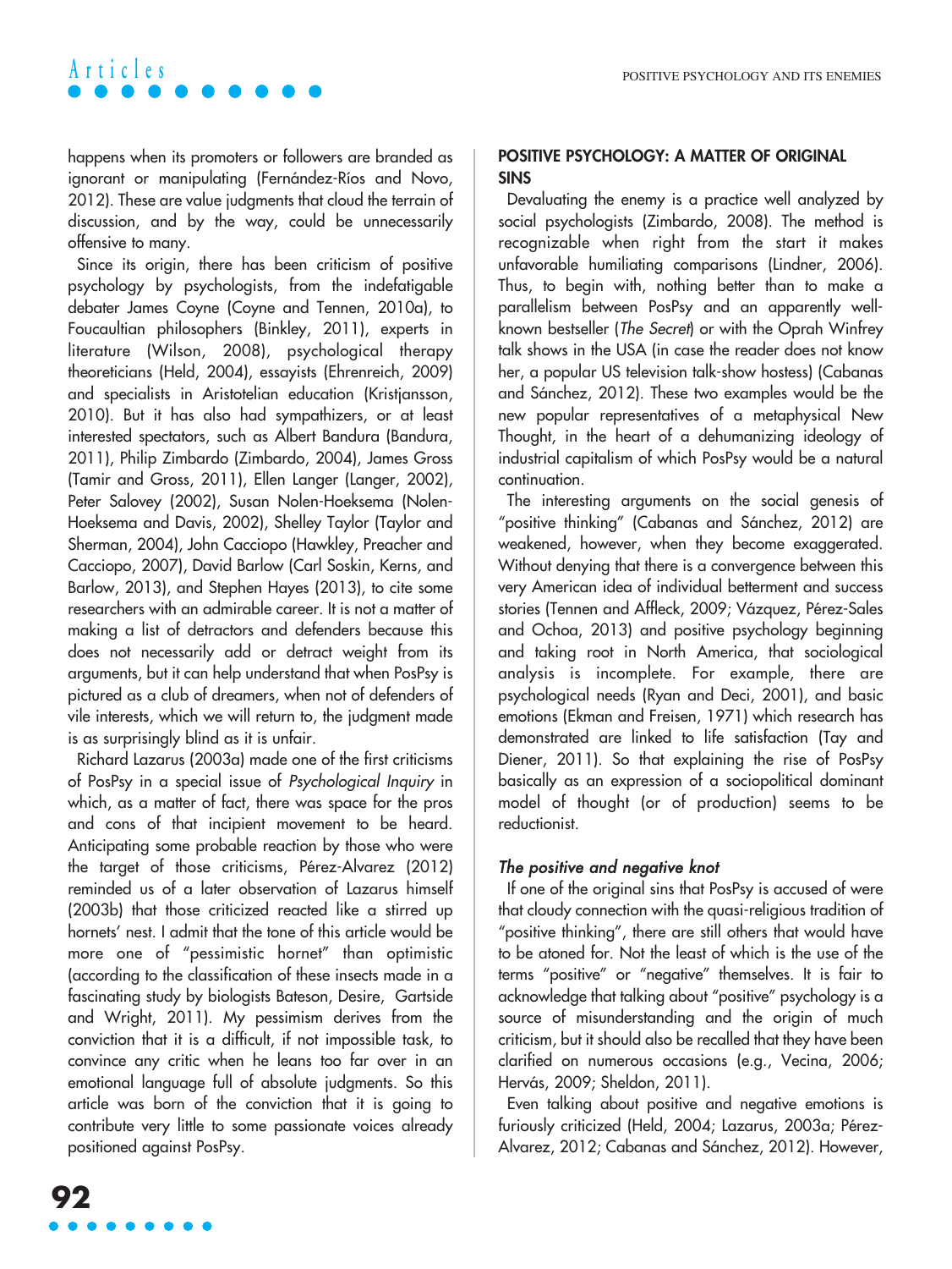happens when its promoters or followers are branded as ignorant or manipulating (Fernández-Ríos and Novo, 2012). These are value judgments that cloud the terrain of discussion, and by the way, could be unnecessarily offensive to many.

Since its origin, there has been criticism of positive psychology by psychologists, from the indefatigable debater James Coyne (Coyne and Tennen, 2010a), to Foucaultian philosophers (Binkley, 2011), experts in literature (Wilson, 2008), psychological therapy theoreticians (Held, 2004), essayists (Ehrenreich, 2009) and specialists in Aristotelian education (Kristjansson, 2010). But it has also had sympathizers, or at least interested spectators, such as Albert Bandura (Bandura, 2011), Philip Zimbardo (Zimbardo, 2004), James Gross (Tamir and Gross, 2011), Ellen Langer (Langer, 2002), Peter Salovey (2002), Susan Nolen-Hoeksema (Nolen-Hoeksema and Davis, 2002), Shelley Taylor (Taylor and Sherman, 2004), John Cacciopo (Hawkley, Preacher and Cacciopo, 2007), David Barlow (Carl Soskin, Kerns, and Barlow, 2013), and Stephen Hayes (2013), to cite some researchers with an admirable career. It is not a matter of making a list of detractors and defenders because this does not necessarily add or detract weight from its arguments, but it can help understand that when PosPsy is pictured as a club of dreamers, when not of defenders of vile interests, which we will return to, the judgment made is as surprisingly blind as it is unfair.

Richard Lazarus (2003a) made one of the first criticisms of PosPsy in a special issue of *Psychological Inquiry* in which, as a matter of fact, there was space for the pros and cons of that incipient movement to be heard. Anticipating some probable reaction by those who were the target of those criticisms, Pérez-Alvarez (2012) reminded us of a later observation of Lazarus himself (2003b) that those criticized reacted like a stirred up hornets' nest. I admit that the tone of this article would be more one of "pessimistic hornet" than optimistic (according to the classification of these insects made in a fascinating study by biologists Bateson, Desire, Gartside and Wright, 2011). My pessimism derives from the conviction that it is a difficult, if not impossible task, to convince any critic when he leans too far over in an emotional language full of absolute judgments. So this article was born of the conviction that it is going to contribute very little to some passionate voices already positioned against PosPsy.

## POSITIVE PSYCHOLOGY: A MATTER OF ORIGINAL SINS

Devaluating the enemy is a practice well analyzed by social psychologists (Zimbardo, 2008). The method is recognizable when right from the start it makes unfavorable humiliating comparisons (Lindner, 2006). Thus, to begin with, nothing better than to make a parallelism between PosPsy and an apparently well-known bestseller (*The Secret*) or with the Oprah Winfrey talk shows in the USA (in case the reader does not know her, a popular US television talk-show hostess) (Cabanas and Sánchez, 2012). These two examples would be the new popular representatives of a metaphysical New Thought, in the heart of a dehumanizing ideology of industrial capitalism of which PosPsy would be a natural continuation.

The interesting arguments on the social genesis of "positive thinking" (Cabanas and Sánchez, 2012) are weakened, however, when they become exaggerated. Without denying that there is a convergence between this very American idea of individual betterment and success stories (Tennen and Affleck, 2009; Vázquez, Pérez-Sales and Ochoa, 2013) and positive psychology beginning and taking root in North America, that sociological analysis is incomplete. For example, there are psychological needs (Ryan and Deci, 2001), and basic emotions (Ekman and Freisen, 1971) which research has demonstrated are linked to life satisfaction (Tay and Diener, 2011). So that explaining the rise of PosPsy basically as an expression of a sociopolitical dominant model of thought (or of production) seems to be reductionist.

### *The positive and negative knot*

If one of the original sins that PosPsy is accused of were that cloudy connection with the quasi-religious tradition of "positive thinking", there are still others that would have to be atoned for. Not the least of which is the use of the terms "positive" or "negative" themselves. It is fair to acknowledge that talking about "positive" psychology is a source of misunderstanding and the origin of much criticism, but it should also be recalled that they have been clarified on numerous occasions (e.g., Vecina, 2006; Hervás, 2009; Sheldon, 2011).

Even talking about positive and negative emotions is furiously criticized (Held, 2004; Lazarus, 2003a; Pérez-Alvarez, 2012; Cabanas and Sánchez, 2012). However,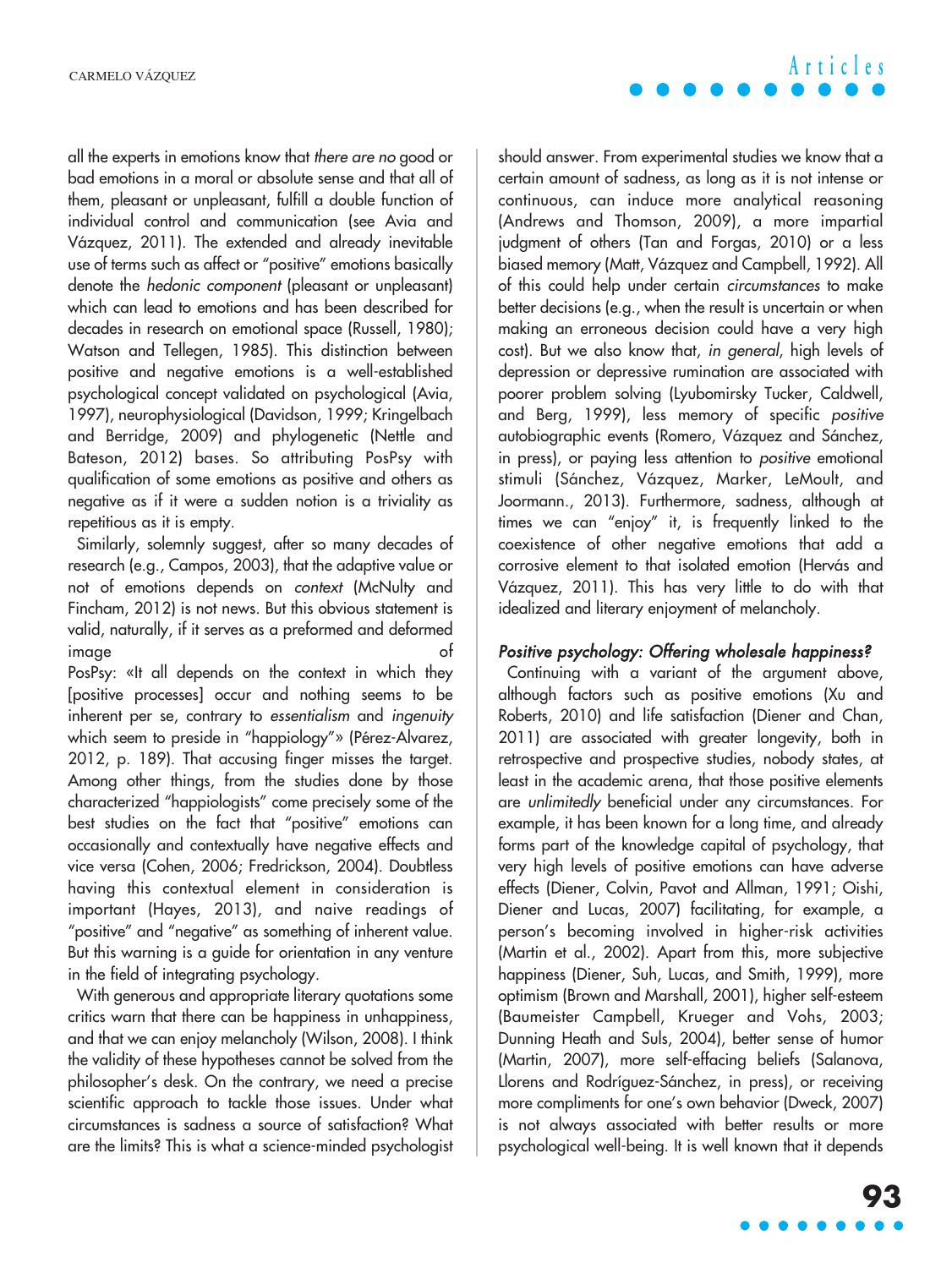all the experts in emotions know that *there are no* good or bad emotions in a moral or absolute sense and that all of them, pleasant or unpleasant, fulfill a double function of individual control and communication (see Avia and Vázquez, 2011). The extended and already inevitable use of terms such as affect or "positive" emotions basically denote the *hedonic component* (pleasant or unpleasant) which can lead to emotions and has been described for decades in research on emotional space (Russell, 1980); Watson and Tellegen, 1985). This distinction between positive and negative emotions is a well-established psychological concept validated on psychological (Avia, 1997), neurophysiological (Davidson, 1999; Kringelbach and Berridge, 2009) and phylogenetic (Nettle and Bateson, 2012) bases. So attributing PosPsy with qualification of some emotions as positive and others as negative as if it were a sudden notion is a triviality as repetitious as it is empty.

Similarly, solemnly suggest, after so many decades of research (e.g., Campos, 2003), that the adaptive value or not of emotions depends on *context* (McNulty and Fincham, 2012) is not news. But this obvious statement is valid, naturally, if it serves as a preformed and deformed image of PosPsy: «It all depends on the context in which they [positive processes] occur and nothing seems to be inherent per se, contrary to *essentialism* and *ingenuity* which seem to preside in "happiology"» (Pérez-Alvarez, 2012, p. 189). That accusing finger misses the target. Among other things, from the studies done by those characterized "happiologists" come precisely some of the best studies on the fact that "positive" emotions can occasionally and contextually have negative effects and vice versa (Cohen, 2006; Fredrickson, 2004). Doubtless having this contextual element in consideration is important (Hayes, 2013), and naive readings of "positive" and "negative" as something of inherent value. But this warning is a guide for orientation in any venture in the field of integrating psychology.

With generous and appropriate literary quotations some critics warn that there can be happiness in unhappiness, and that we can enjoy melancholy (Wilson, 2008). I think the validity of these hypotheses cannot be solved from the philosopher's desk. On the contrary, we need a precise scientific approach to tackle those issues. Under what circumstances is sadness a source of satisfaction? What are the limits? This is what a science-minded psychologist should answer. From experimental studies we know that a certain amount of sadness, as long as it is not intense or continuous, can induce more analytical reasoning (Andrews and Thomson, 2009), a more impartial judgment of others (Tan and Forgas, 2010) or a less biased memory (Matt, Vázquez and Campbell, 1992). All of this could help under certain *circumstances* to make better decisions (e.g., when the result is uncertain or when making an erroneous decision could have a very high cost). But we also know that, *in general*, high levels of depression or depressive rumination are associated with poorer problem solving (Lyubomirsky Tucker, Caldwell, and Berg, 1999), less memory of specific *positive* autobiographic events (Romero, Vázquez and Sánchez, in press), or paying less attention to *positive* emotional stimuli (Sánchez, Vázquez, Marker, LeMoult, and Joormann., 2013). Furthermore, sadness, although at times we can "enjoy" it, is frequently linked to the coexistence of other negative emotions that add a corrosive element to that isolated emotion (Hervás and Vázquez, 2011). This has very little to do with that idealized and literary enjoyment of melancholy.

### *Positive psychology: Offering wholesale happiness?*

Continuing with a variant of the argument above, although factors such as positive emotions (Xu and Roberts, 2010) and life satisfaction (Diener and Chan, 2011) are associated with greater longevity, both in retrospective and prospective studies, nobody states, at least in the academic arena, that those positive elements are *unlimitedly* beneficial under any circumstances. For example, it has been known for a long time, and already forms part of the knowledge capital of psychology, that very high levels of positive emotions can have adverse effects (Diener, Colvin, Pavot and Allman, 1991; Oishi, Diener and Lucas, 2007) facilitating, for example, a person's becoming involved in higher-risk activities (Martin et al., 2002). Apart from this, more subjective happiness (Diener, Suh, Lucas, and Smith, 1999), more optimism (Brown and Marshall, 2001), higher self-esteem (Baumeister Campbell, Krueger and Vohs, 2003; Dunning Heath and Suls, 2004), better sense of humor (Martin, 2007), more self-effacing beliefs (Salanova, Llorens and Rodríguez-Sánchez, in press), or receiving more compliments for one's own behavior (Dweck, 2007) is not always associated with better results or more psychological well-being. It is well known that it depends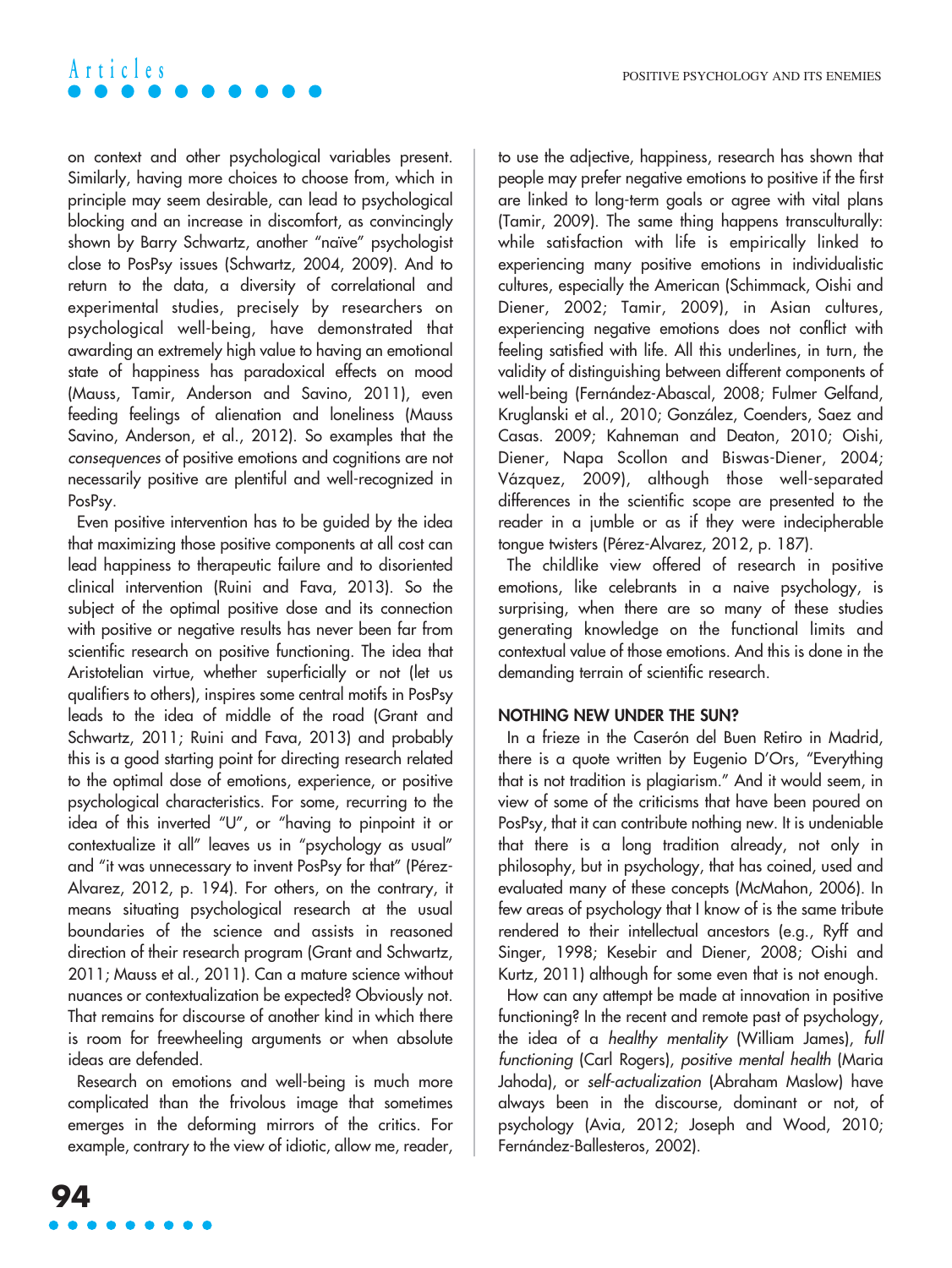on context and other psychological variables present. Similarly, having more choices to choose from, which in principle may seem desirable, can lead to psychological blocking and an increase in discomfort, as convincingly shown by Barry Schwartz, another "naïve" psychologist close to PosPsy issues (Schwartz, 2004, 2009). And to return to the data, a diversity of correlational and experimental studies, precisely by researchers on psychological well-being, have demonstrated that awarding an extremely high value to having an emotional state of happiness has paradoxical effects on mood (Mauss, Tamir, Anderson and Savino, 2011), even feeding feelings of alienation and loneliness (Mauss Savino, Anderson, et al., 2012). So examples that the *consequences* of positive emotions and cognitions are not necessarily positive are plentiful and well-recognized in PosPsy.

Even positive intervention has to be guided by the idea that maximizing those positive components at all cost can lead happiness to therapeutic failure and to disoriented clinical intervention (Ruini and Fava, 2013). So the subject of the optimal positive dose and its connection with positive or negative results has never been far from scientific research on positive functioning. The idea that Aristotelian virtue, whether superficially or not (let us qualifiers to others), inspires some central motifs in PosPsy leads to the idea of middle of the road (Grant and Schwartz, 2011; Ruini and Fava, 2013) and probably this is a good starting point for directing research related to the optimal dose of emotions, experience, or positive psychological characteristics. For some, recurring to the idea of this inverted "U", or "having to pinpoint it or contextualize it all" leaves us in "psychology as usual" and "it was unnecessary to invent PosPsy for that" (Pérez-Alvarez, 2012, p. 194). For others, on the contrary, it means situating psychological research at the usual boundaries of the science and assists in reasoned direction of their research program (Grant and Schwartz, 2011; Mauss et al., 2011). Can a mature science without nuances or contextualization be expected? Obviously not. That remains for discourse of another kind in which there is room for freewheeling arguments or when absolute ideas are defended.

Research on emotions and well-being is much more complicated than the frivolous image that sometimes emerges in the deforming mirrors of the critics. For example, contrary to the view of idiotic, allow me, reader, to use the adjective, happiness, research has shown that people may prefer negative emotions to positive if the first are linked to long-term goals or agree with vital plans (Tamir, 2009). The same thing happens transculturally: while satisfaction with life is empirically linked to experiencing many positive emotions in individualistic cultures, especially the American (Schimmack, Oishi and Diener, 2002; Tamir, 2009), in Asian cultures, experiencing negative emotions does not conflict with feeling satisfied with life. All this underlines, in turn, the validity of distinguishing between different components of well-being (Fernández-Abascal, 2008; Fulmer Gelfand, Kruglanski et al., 2010; González, Coenders, Saez and Casas. 2009; Kahneman and Deaton, 2010; Oishi, Diener, Napa Scollon and Biswas-Diener, 2004; Vázquez, 2009), although those well-separated differences in the scientific scope are presented to the reader in a jumble or as if they were indecipherable tongue twisters (Pérez-Alvarez, 2012, p. 187).

The childlike view offered of research in positive emotions, like celebrants in a naive psychology, is surprising, when there are so many of these studies generating knowledge on the functional limits and contextual value of those emotions. And this is done in the demanding terrain of scientific research.

## NOTHING NEW UNDER THE SUN?

In a frieze in the Caserón del Buen Retiro in Madrid, there is a quote written by Eugenio D'Ors, "Everything that is not tradition is plagiarism." And it would seem, in view of some of the criticisms that have been poured on PosPsy, that it can contribute nothing new. It is undeniable that there is a long tradition already, not only in philosophy, but in psychology, that has coined, used and evaluated many of these concepts (McMahon, 2006). In few areas of psychology that I know of is the same tribute rendered to their intellectual ancestors (e.g., Ryff and Singer, 1998; Kesebir and Diener, 2008; Oishi and Kurtz, 2011) although for some even that is not enough.

How can any attempt be made at innovation in positive functioning? In the recent and remote past of psychology, the idea of a *healthy mentality* (William James), *full functioning* (Carl Rogers), *positive mental health* (Maria Jahoda), or *self-actualization* (Abraham Maslow) have always been in the discourse, dominant or not, of psychology (Avia, 2012; Joseph and Wood, 2010; Fernández-Ballesteros, 2002).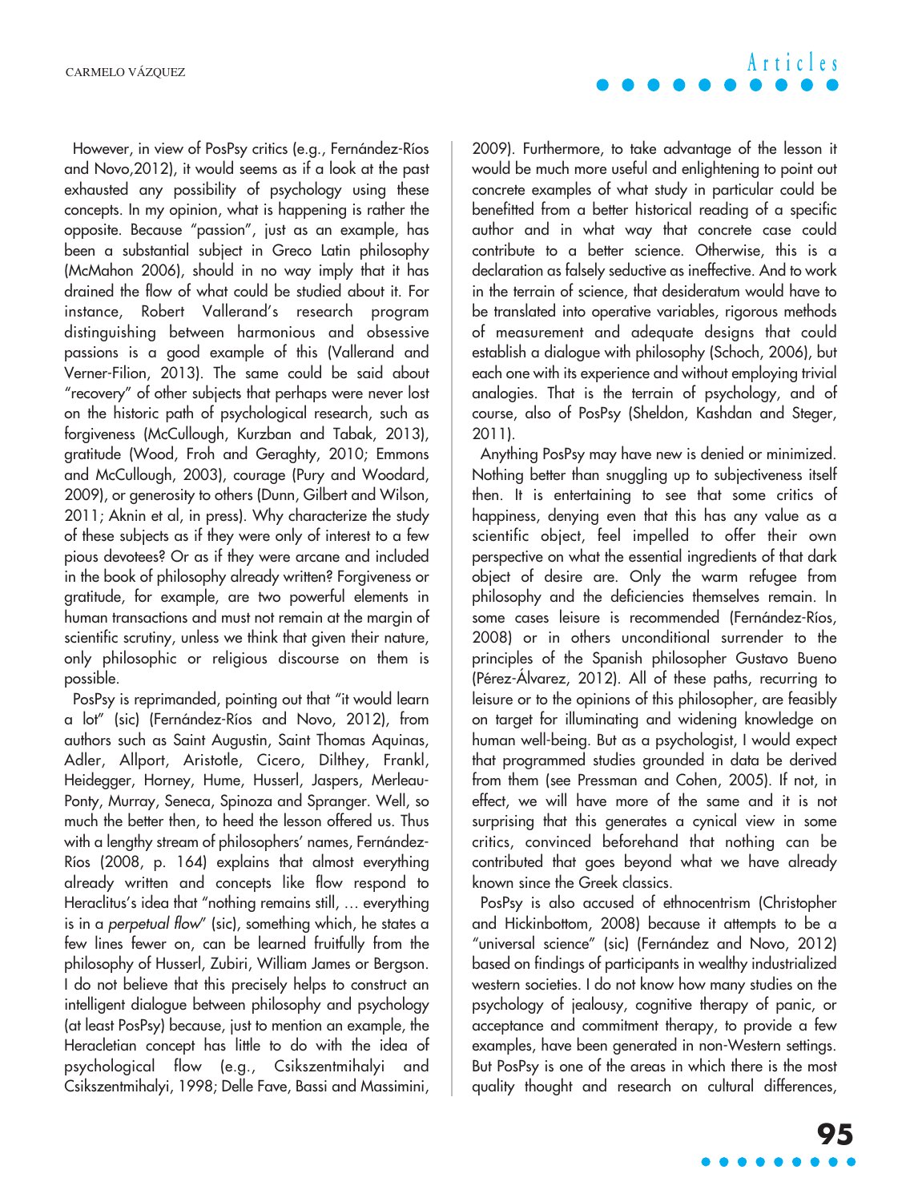However, in view of PosPsy critics (e.g., Fernández-Ríos and Novo,2012), it would seems as if a look at the past exhausted any possibility of psychology using these concepts. In my opinion, what is happening is rather the opposite. Because "passion", just as an example, has been a substantial subject in Greco Latin philosophy (McMahon 2006), should in no way imply that it has drained the flow of what could be studied about it. For instance, Robert Vallerand's research program distinguishing between harmonious and obsessive passions is a good example of this (Vallerand and Verner-Filion, 2013). The same could be said about "recovery" of other subjects that perhaps were never lost on the historic path of psychological research, such as forgiveness (McCullough, Kurzban and Tabak, 2013), gratitude (Wood, Froh and Geraghty, 2010; Emmons and McCullough, 2003), courage (Pury and Woodard, 2009), or generosity to others (Dunn, Gilbert and Wilson, 2011; Aknin et al, in press). Why characterize the study of these subjects as if they were only of interest to a few pious devotees? Or as if they were arcane and included in the book of philosophy already written? Forgiveness or gratitude, for example, are two powerful elements in human transactions and must not remain at the margin of scientific scrutiny, unless we think that given their nature, only philosophic or religious discourse on them is possible.

PosPsy is reprimanded, pointing out that "it would learn a lot" (sic) (Fernández-Ríos and Novo, 2012), from authors such as Saint Augustin, Saint Thomas Aquinas, Adler, Allport, Aristotle, Cicero, Dilthey, Frankl, Heidegger, Horney, Hume, Husserl, Jaspers, Merleau-Ponty, Murray, Seneca, Spinoza and Spranger. Well, so much the better then, to heed the lesson offered us. Thus with a lengthy stream of philosophers' names, Fernández-Ríos (2008, p. 164) explains that almost everything already written and concepts like flow respond to Heraclitus's idea that "nothing remains still, … everything is in a *perpetual flow*" (sic), something which, he states a few lines fewer on, can be learned fruitfully from the philosophy of Husserl, Zubiri, William James or Bergson. I do not believe that this precisely helps to construct an intelligent dialogue between philosophy and psychology (at least PosPsy) because, just to mention an example, the Heracletian concept has little to do with the idea of psychological flow (e.g., Csikszentmihalyi and Csikszentmihalyi, 1998; Delle Fave, Bassi and Massimini, 2009). Furthermore, to take advantage of the lesson it would be much more useful and enlightening to point out concrete examples of what study in particular could be benefitted from a better historical reading of a specific author and in what way that concrete case could contribute to a better science. Otherwise, this is a declaration as falsely seductive as ineffective. And to work in the terrain of science, that desideratum would have to be translated into operative variables, rigorous methods of measurement and adequate designs that could establish a dialogue with philosophy (Schoch, 2006), but each one with its experience and without employing trivial analogies. That is the terrain of psychology, and of course, also of PosPsy (Sheldon, Kashdan and Steger, 2011).

Anything PosPsy may have new is denied or minimized. Nothing better than snuggling up to subjectiveness itself then. It is entertaining to see that some critics of happiness, denying even that this has any value as a scientific object, feel impelled to offer their own perspective on what the essential ingredients of that dark object of desire are. Only the warm refugee from philosophy and the deficiencies themselves remain. In some cases leisure is recommended (Fernández-Ríos, 2008) or in others unconditional surrender to the principles of the Spanish philosopher Gustavo Bueno (Pérez-Álvarez, 2012). All of these paths, recurring to leisure or to the opinions of this philosopher, are feasibly on target for illuminating and widening knowledge on human well-being. But as a psychologist, I would expect that programmed studies grounded in data be derived from them (see Pressman and Cohen, 2005). If not, in effect, we will have more of the same and it is not surprising that this generates a cynical view in some critics, convinced beforehand that nothing can be contributed that goes beyond what we have already known since the Greek classics.

PosPsy is also accused of ethnocentrism (Christopher and Hickinbottom, 2008) because it attempts to be a "universal science" (sic) (Fernández and Novo, 2012) based on findings of participants in wealthy industrialized western societies. I do not know how many studies on the psychology of jealousy, cognitive therapy of panic, or acceptance and commitment therapy, to provide a few examples, have been generated in non-Western settings. But PosPsy is one of the areas in which there is the most quality thought and research on cultural differences,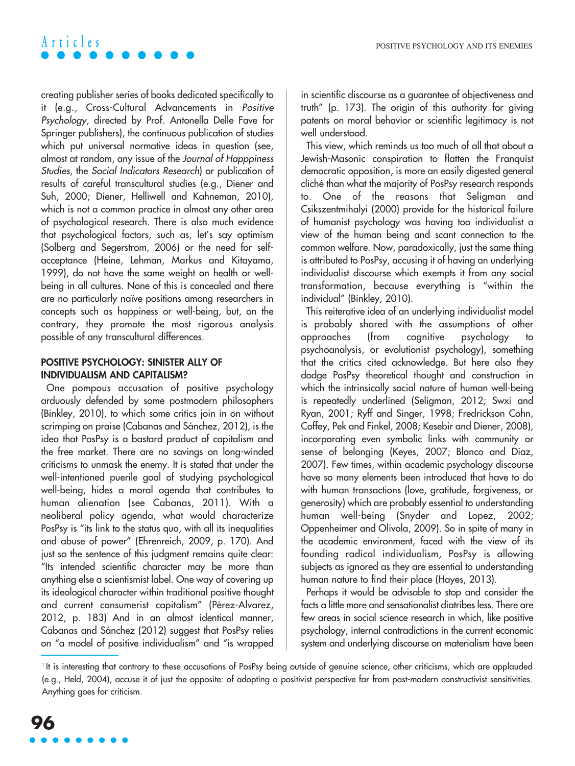creating publisher series of books dedicated specifically to it (e.g., Cross-Cultural Advancements in *Positive Psychology*, directed by Prof. Antonella Delle Fave for Springer publishers), the continuous publication of studies which put universal normative ideas in question (see, almost at random, any issue of the *Journal of Happpiness Studies*, the *Social Indicators Research*) or publication of results of careful transcultural studies (e.g., Diener and Suh, 2000; Diener, Helliwell and Kahneman, 2010), which is not a common practice in almost any other area of psychological research. There is also much evidence that psychological factors, such as, let's say optimism (Solberg and Segerstrom, 2006) or the need for self-acceptance (Heine, Lehman, Markus and Kitayama, 1999), do not have the same weight on health or well-being in all cultures. None of this is concealed and there are no particularly naïve positions among researchers in concepts such as happiness or well-being, but, on the contrary, they promote the most rigorous analysis possible of any transcultural differences.

## POSITIVE PSYCHOLOGY: SINISTER ALLY OF INDIVIDUALISM AND CAPITALISM?

One pompous accusation of positive psychology arduously defended by some postmodern philosophers (Binkley, 2010), to which some critics join in on without scrimping on praise (Cabanas and Sánchez, 2012), is the idea that PosPsy is a bastard product of capitalism and the free market. There are no savings on long-winded criticisms to unmask the enemy. It is stated that under the well-intentioned puerile goal of studying psychological well-being, hides a moral agenda that contributes to human alienation (see Cabanas, 2011). With a neoliberal policy agenda, what would characterize PosPsy is "its link to the status quo, with all its inequalities and abuse of power" (Ehrenreich, 2009, p. 170). And just so the sentence of this judgment remains quite clear: "Its intended scientific character may be more than anything else a scientismist label. One way of covering up its ideological character within traditional positive thought and current consumerist capitalism" (Pérez-Alvarez, 2012, p. 183)[1] And in an almost identical manner, Cabanas and Sánchez (2012) suggest that PosPsy relies on "a model of positive individualism" and "is wrapped in scientific discourse as a guarantee of objectiveness and truth" (p. 173). The origin of this authority for giving patents on moral behavior or scientific legitimacy is not well understood.

This view, which reminds us too much of all that about a Jewish-Masonic conspiration to flatten the Franquist democratic opposition, is more an easily digested general cliché than what the majority of PosPsy research responds to. One of the reasons that Seligman and Csikszentmihalyi (2000) provide for the historical failure of humanist psychology was having too individualist a view of the human being and scant connection to the common welfare. Now, paradoxically, just the same thing is attributed to PosPsy, accusing it of having an underlying individualist discourse which exempts it from any social transformation, because everything is "within the individual" (Binkley, 2010).

This reiterative idea of an underlying individualist model is probably shared with the assumptions of other approaches (from cognitive psychology to psychoanalysis, or evolutionist psychology), something that the critics cited acknowledge. But here also they dodge PosPsy theoretical thought and construction in which the intrinsically social nature of human well-being is repeatedly underlined (Seligman, 2012; Swxi and Ryan, 2001; Ryff and Singer, 1998; Fredrickson Cohn, Coffey, Pek and Finkel, 2008; Kesebir and Diener, 2008), incorporating even symbolic links with community or sense of belonging (Keyes, 2007; Blanco and Diaz, 2007). Few times, within academic psychology discourse have so many elements been introduced that have to do with human transactions (love, gratitude, forgiveness, or generosity) which are probably essential to understanding human well-being (Snyder and Lopez, 2002; Oppenheimer and Olivola, 2009). So in spite of many in the academic environment, faced with the view of its founding radical individualism, PosPsy is allowing subjects as ignored as they are essential to understanding human nature to find their place (Hayes, 2013).

Perhaps it would be advisable to stop and consider the facts a little more and sensationalist diatribes less. There are few areas in social science research in which, like positive psychology, internal contradictions in the current economic system and underlying discourse on materialism have been

[1] It is interesting that contrary to these accusations of PosPsy being outside of genuine science, other criticisms, which are applauded (e.g., Held, 2004), accuse it of just the opposite: of adopting a positivist perspective far from post-modern constructivist sensitivities. Anything goes for criticism.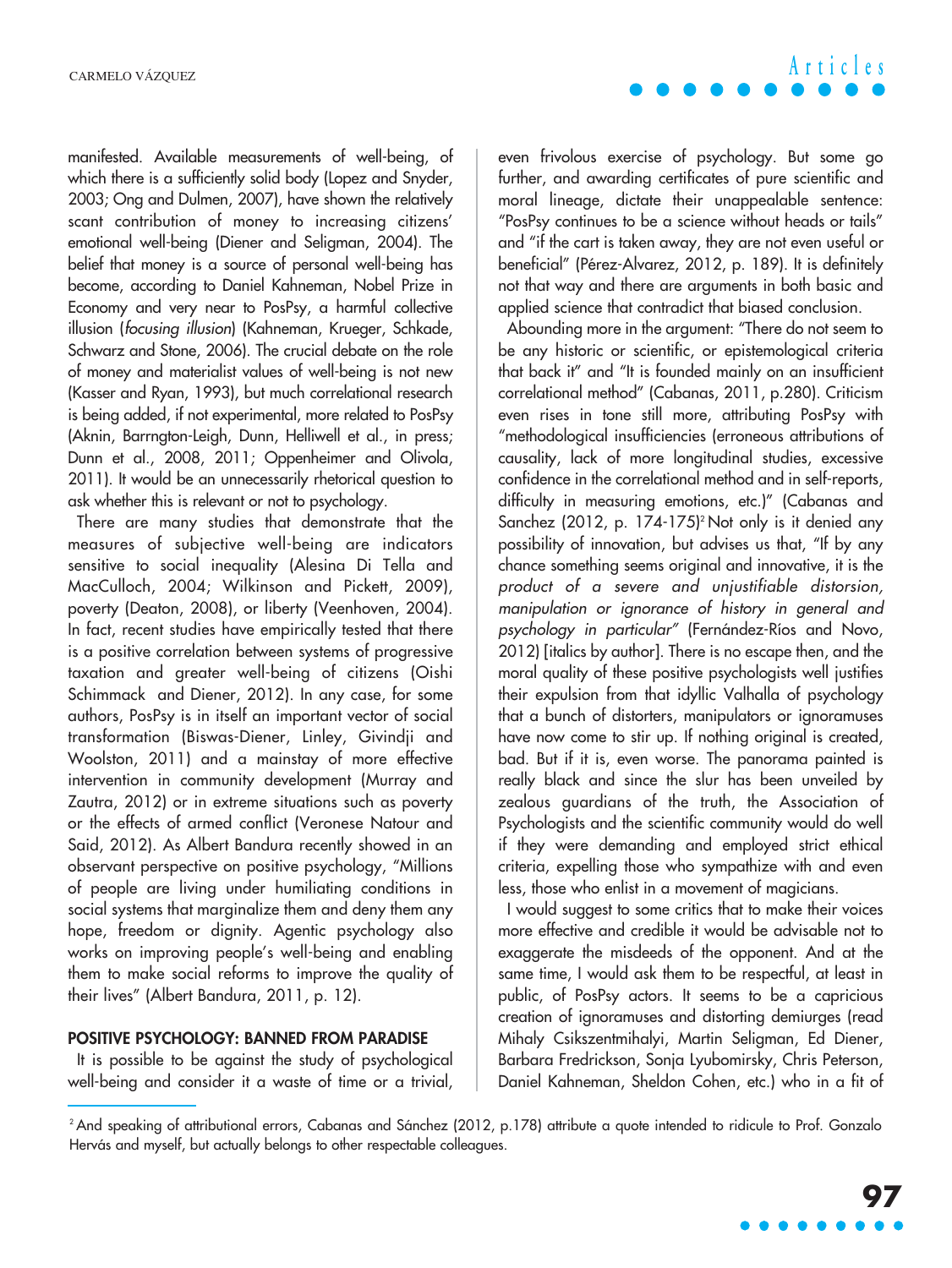manifested. Available measurements of well-being, of which there is a sufficiently solid body (Lopez and Snyder, 2003; Ong and Dulmen, 2007), have shown the relatively scant contribution of money to increasing citizens' emotional well-being (Diener and Seligman, 2004). The belief that money is a source of personal well-being has become, according to Daniel Kahneman, Nobel Prize in Economy and very near to PosPsy, a harmful collective illusion (*focusing illusion*) (Kahneman, Krueger, Schkade, Schwarz and Stone, 2006). The crucial debate on the role of money and materialist values of well-being is not new (Kasser and Ryan, 1993), but much correlational research is being added, if not experimental, more related to PosPsy (Aknin, Barrngton-Leigh, Dunn, Helliwell et al., in press; Dunn et al., 2008, 2011; Oppenheimer and Olivola, 2011). It would be an unnecessarily rhetorical question to ask whether this is relevant or not to psychology.

There are many studies that demonstrate that the measures of subjective well-being are indicators sensitive to social inequality (Alesina Di Tella and MacCulloch, 2004; Wilkinson and Pickett, 2009), poverty (Deaton, 2008), or liberty (Veenhoven, 2004). In fact, recent studies have empirically tested that there is a positive correlation between systems of progressive taxation and greater well-being of citizens (Oishi Schimmack and Diener, 2012). In any case, for some authors, PosPsy is in itself an important vector of social transformation (Biswas-Diener, Linley, Givindji and Woolston, 2011) and a mainstay of more effective intervention in community development (Murray and Zautra, 2012) or in extreme situations such as poverty or the effects of armed conflict (Veronese Natour and Said, 2012). As Albert Bandura recently showed in an observant perspective on positive psychology, "Millions of people are living under humiliating conditions in social systems that marginalize them and deny them any hope, freedom or dignity. Agentic psychology also works on improving people's well-being and enabling them to make social reforms to improve the quality of their lives" (Albert Bandura, 2011, p. 12).

## POSITIVE PSYCHOLOGY: BANNED FROM PARADISE

It is possible to be against the study of psychological well-being and consider it a waste of time or a trivial, even frivolous exercise of psychology. But some go further, and awarding certificates of pure scientific and moral lineage, dictate their unappealable sentence: "PosPsy continues to be a science without heads or tails" and "if the cart is taken away, they are not even useful or beneficial" (Pérez-Alvarez, 2012, p. 189). It is definitely not that way and there are arguments in both basic and applied science that contradict that biased conclusion.

Abounding more in the argument: "There do not seem to be any historic or scientific, or epistemological criteria that back it" and "It is founded mainly on an insufficient correlational method" (Cabanas, 2011, p.280). Criticism even rises in tone still more, attributing PosPsy with "methodological insufficiencies (erroneous attributions of causality, lack of more longitudinal studies, excessive confidence in the correlational method and in self-reports, difficulty in measuring emotions, etc.)" (Cabanas and Sanchez (2012, p. 174-175)[2] Not only is it denied any possibility of innovation, but advises us that, "If by any chance something seems original and innovative, it is the *product of a severe and unjustifiable distorsion, manipulation or ignorance of history in general and psychology in particular"* (Fernández-Ríos and Novo, 2012) [italics by author]. There is no escape then, and the moral quality of these positive psychologists well justifies their expulsion from that idyllic Valhalla of psychology that a bunch of distorters, manipulators or ignoramuses have now come to stir up. If nothing original is created, bad. But if it is, even worse. The panorama painted is really black and since the slur has been unveiled by zealous guardians of the truth, the Association of Psychologists and the scientific community would do well if they were demanding and employed strict ethical criteria, expelling those who sympathize with and even less, those who enlist in a movement of magicians.

I would suggest to some critics that to make their voices more effective and credible it would be advisable not to exaggerate the misdeeds of the opponent. And at the same time, I would ask them to be respectful, at least in public, of PosPsy actors. It seems to be a capricious creation of ignoramuses and distorting demiurges (read Mihaly Csikszentmihalyi, Martin Seligman, Ed Diener, Barbara Fredrickson, Sonja Lyubomirsky, Chris Peterson, Daniel Kahneman, Sheldon Cohen, etc.) who in a fit of

[2] And speaking of attributional errors, Cabanas and Sánchez (2012, p.178) attribute a quote intended to ridicule to Prof. Gonzalo Hervás and myself, but actually belongs to other respectable colleagues.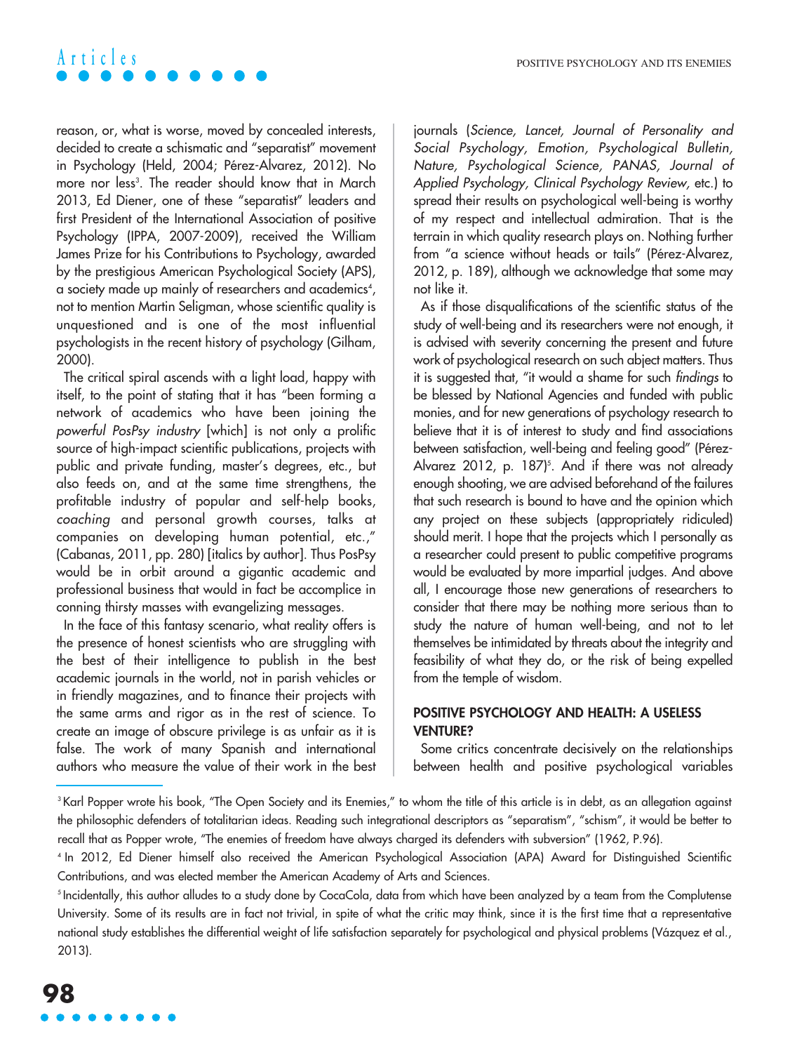reason, or, what is worse, moved by concealed interests, decided to create a schismatic and "separatist" movement in Psychology (Held, 2004; Pérez-Alvarez, 2012). No more nor less[3]. The reader should know that in March 2013, Ed Diener, one of these "separatist" leaders and first President of the International Association of positive Psychology (IPPA, 2007-2009), received the William James Prize for his Contributions to Psychology, awarded by the prestigious American Psychological Society (APS), a society made up mainly of researchers and academics[4], not to mention Martin Seligman, whose scientific quality is unquestioned and is one of the most influential psychologists in the recent history of psychology (Gilham, 2000).

The critical spiral ascends with a light load, happy with itself, to the point of stating that it has "been forming a network of academics who have been joining the *powerful PosPsy industry* [which] is not only a prolific source of high-impact scientific publications, projects with public and private funding, master's degrees, etc., but also feeds on, and at the same time strengthens, the profitable industry of popular and self-help books, *coaching* and personal growth courses, talks at companies on developing human potential, etc.," (Cabanas, 2011, pp. 280) [italics by author]. Thus PosPsy would be in orbit around a gigantic academic and professional business that would in fact be accomplice in conning thirsty masses with evangelizing messages.

In the face of this fantasy scenario, what reality offers is the presence of honest scientists who are struggling with the best of their intelligence to publish in the best academic journals in the world, not in parish vehicles or in friendly magazines, and to finance their projects with the same arms and rigor as in the rest of science. To create an image of obscure privilege is as unfair as it is false. The work of many Spanish and international authors who measure the value of their work in the best journals (*Science, Lancet, Journal of Personality and Social Psychology, Emotion, Psychological Bulletin, Nature, Psychological Science, PANAS, Journal of Applied Psychology, Clinical Psychology Review*, etc.) to spread their results on psychological well-being is worthy of my respect and intellectual admiration. That is the terrain in which quality research plays on. Nothing further from "a science without heads or tails" (Pérez-Alvarez, 2012, p. 189), although we acknowledge that some may not like it.

As if those disqualifications of the scientific status of the study of well-being and its researchers were not enough, it is advised with severity concerning the present and future work of psychological research on such abject matters. Thus it is suggested that, "it would a shame for such *findings* to be blessed by National Agencies and funded with public monies, and for new generations of psychology research to believe that it is of interest to study and find associations between satisfaction, well-being and feeling good" (Pérez-Alvarez 2012, p. 187)[5]. And if there was not already enough shooting, we are advised beforehand of the failures that such research is bound to have and the opinion which any project on these subjects (appropriately ridiculed) should merit. I hope that the projects which I personally as a researcher could present to public competitive programs would be evaluated by more impartial judges. And above all, I encourage those new generations of researchers to consider that there may be nothing more serious than to study the nature of human well-being, and not to let themselves be intimidated by threats about the integrity and feasibility of what they do, or the risk of being expelled from the temple of wisdom.

## POSITIVE PSYCHOLOGY AND HEALTH: A USELESS VENTURE?

Some critics concentrate decisively on the relationships between health and positive psychological variables

---

[3] Karl Popper wrote his book, "The Open Society and its Enemies," to whom the title of this article is in debt, as an allegation against the philosophic defenders of totalitarian ideas. Reading such integrational descriptors as "separatism", "schism", it would be better to recall that as Popper wrote, "The enemies of freedom have always charged its defenders with subversion" (1962, P.96).

[4] In 2012, Ed Diener himself also received the American Psychological Association (APA) Award for Distinguished Scientific Contributions, and was elected member the American Academy of Arts and Sciences.

[5] Incidentally, this author alludes to a study done by CocaCola, data from which have been analyzed by a team from the Complutense University. Some of its results are in fact not trivial, in spite of what the critic may think, since it is the first time that a representative national study establishes the differential weight of life satisfaction separately for psychological and physical problems (Vázquez et al., 2013).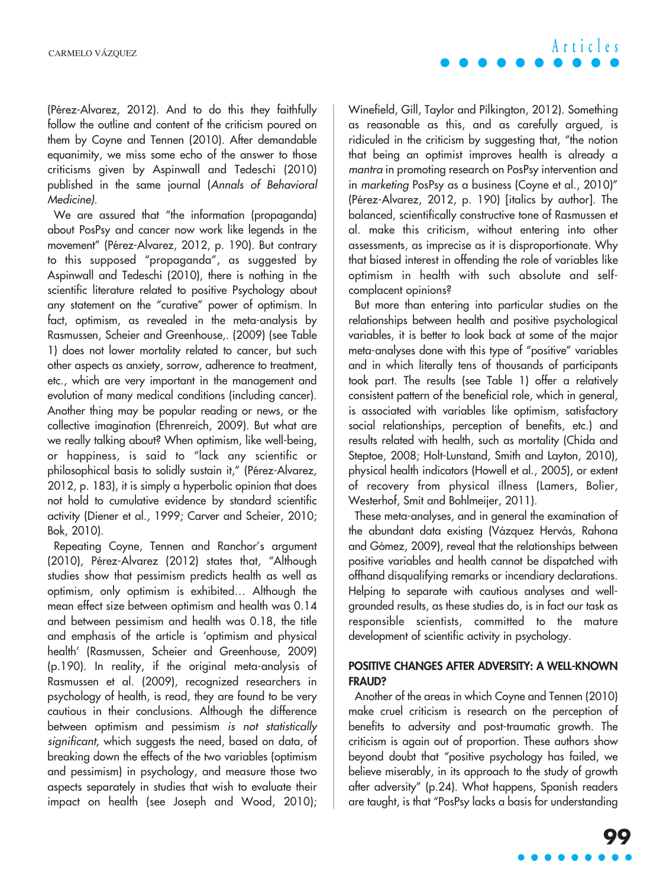(Pérez-Alvarez, 2012). And to do this they faithfully follow the outline and content of the criticism poured on them by Coyne and Tennen (2010). After demandable equanimity, we miss some echo of the answer to those criticisms given by Aspinwall and Tedeschi (2010) published in the same journal (*Annals of Behavioral Medicine).*

We are assured that "the information (propaganda) about PosPsy and cancer now work like legends in the movement" (Pérez-Alvarez, 2012, p. 190). But contrary to this supposed "propaganda", as suggested by Aspinwall and Tedeschi (2010), there is nothing in the scientific literature related to positive Psychology about any statement on the "curative" power of optimism. In fact, optimism, as revealed in the meta-analysis by Rasmussen, Scheier and Greenhouse,. (2009) (see Table 1) does not lower mortality related to cancer, but such other aspects as anxiety, sorrow, adherence to treatment, etc., which are very important in the management and evolution of many medical conditions (including cancer). Another thing may be popular reading or news, or the collective imagination (Ehrenreich, 2009). But what are we really talking about? When optimism, like well-being, or happiness, is said to "lack any scientific or philosophical basis to solidly sustain it," (Pérez-Alvarez, 2012, p. 183), it is simply a hyperbolic opinion that does not hold to cumulative evidence by standard scientific activity (Diener et al., 1999; Carver and Scheier, 2010; Bok, 2010).

Repeating Coyne, Tennen and Ranchor's argument (2010), Pérez-Alvarez (2012) states that, "Although studies show that pessimism predicts health as well as optimism, only optimism is exhibited... Although the mean effect size between optimism and health was 0.14 and between pessimism and health was 0.18, the title and emphasis of the article is 'optimism and physical health' (Rasmussen, Scheier and Greenhouse, 2009) (p.190). In reality, if the original meta-analysis of Rasmussen et al. (2009), recognized researchers in psychology of health, is read, they are found to be very cautious in their conclusions. Although the difference between optimism and pessimism *is not statistically significant*, which suggests the need, based on data, of breaking down the effects of the two variables (optimism and pessimism) in psychology, and measure those two aspects separately in studies that wish to evaluate their impact on health (see Joseph and Wood, 2010); Winefield, Gill, Taylor and Pilkington, 2012). Something as reasonable as this, and as carefully argued, is ridiculed in the criticism by suggesting that, "the notion that being an optimist improves health is already a *mantra* in promoting research on PosPsy intervention and in *marketing* PosPsy as a business (Coyne et al., 2010)" (Pérez-Alvarez, 2012, p. 190) [italics by author]. The balanced, scientifically constructive tone of Rasmussen et al. make this criticism, without entering into other assessments, as imprecise as it is disproportionate. Why that biased interest in offending the role of variables like optimism in health with such absolute and self-complacent opinions?

But more than entering into particular studies on the relationships between health and positive psychological variables, it is better to look back at some of the major meta-analyses done with this type of "positive" variables and in which literally tens of thousands of participants took part. The results (see Table 1) offer a relatively consistent pattern of the beneficial role, which in general, is associated with variables like optimism, satisfactory social relationships, perception of benefits, etc.) and results related with health, such as mortality (Chida and Steptoe, 2008; Holt-Lunstand, Smith and Layton, 2010), physical health indicators (Howell et al., 2005), or extent of recovery from physical illness (Lamers, Bolier, Westerhof, Smit and Bohlmeijer, 2011).

These meta-analyses, and in general the examination of the abundant data existing (Vázquez Hervás, Rahona and Gómez, 2009), reveal that the relationships between positive variables and health cannot be dispatched with offhand disqualifying remarks or incendiary declarations. Helping to separate with cautious analyses and well-grounded results, as these studies do, is in fact our task as responsible scientists, committed to the mature development of scientific activity in psychology.

## POSITIVE CHANGES AFTER ADVERSITY: A WELL-KNOWN FRAUD?

Another of the areas in which Coyne and Tennen (2010) make cruel criticism is research on the perception of benefits to adversity and post-traumatic growth. The criticism is again out of proportion. These authors show beyond doubt that "positive psychology has failed, we believe miserably, in its approach to the study of growth after adversity" (p.24). What happens, Spanish readers are taught, is that "PosPsy lacks a basis for understanding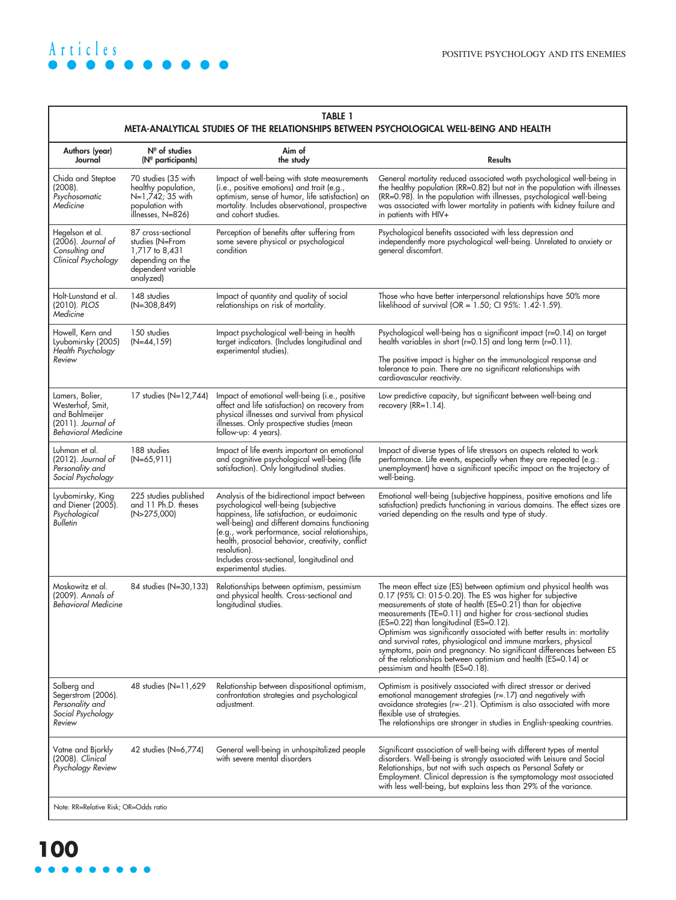**TABLE 1**
**META-ANALYTICAL STUDIES OF THE RELATIONSHIPS BETWEEN PSYCHOLOGICAL WELL-BEING AND HEALTH**

| Authors (year) Journal | Nº of studies (Nº participants) | Aim of the study | Results |
|---|---|---|---|
| Chida and Steptoe (2008). *Psychosomatic Medicine* | 70 studies (35 with healthy population, N=1,742; 35 with population with illnesses, N=826) | Impact of well-being with state measurements (i.e., positive emotions) and trait (e.g., optimism, sense of humor, life satisfaction) on mortality. Includes observational, prospective and cohort studies. | General mortality reduced associated woth psychological well-being in the healthy population (RR=0.82) but not in the population with illnesses (RR=0.98). In the population with illnesses, psychological well-being was associated with lower mortality in patients with kidney failure and in patients with HIV+ |
| Hegelson et al. (2006). *Journal of Consulting and Clinical Psychology* | 87 cross-sectional studies (N=From 1,717 to 8,431 depending on the dependent variable analyzed) | Perception of benefits after suffering from some severe physical or psychological condition | Psychological benefits associated with less depression and independently more psychological well-being. Unrelated to anxiety or general discomfort. |
| Holt-Lunstand et al. (2010). *PLOS Medicine* | 148 studies (N=308,849) | Impact of quantity and quality of social relationships on risk of mortality. | Those who have better interpersonal relationships have 50% more likelihood of survival (OR = 1.50; CI 95%: 1.42-1.59). |
| Howell, Kern and Lyubomirsky (2005) *Health Psychology Review* | 150 studies (N=44,159) | Impact psychological well-being in health target indicators. (Includes longitudinal and experimental studies). | Psychological well-being has a significant impact (r=0.14) on target health variables in short (r=0.15) and long term (r=0.11).<br><br>The positive impact is higher on the immunological response and tolerance to pain. There are no significant relationships with cardiovascular reactivity. |
| Lamers, Bolier, Westerhof, Smit, and Bohlmeijer (2011). *Journal of Behavioral Medicine* | 17 studies (N=12,744) | Impact of emotional well-being (i.e., positive affect and life satisfaction) on recovery from physical illnesses and survival from physical illnesses. Only prospective studies (mean follow-up: 4 years). | Low predictive capacity, but significant between well-being and recovery (RR=1.14). |
| Luhman et al. (2012). *Journal of Personality and Social Psychology* | 188 studies (N=65,911) | Impact of life events important on emotional and cognitive psychological well-being (life satisfaction). Only longitudinal studies. | Impact of diverse types of life stressors on aspects related to work performance. Life events, especially when they are repeated (e.g.: unemployment) have a significant specific impact on the trajectory of well-being. |
| Lyubomirsky, King and Diener (2005). *Psychological Bulletin* | 225 studies published and 11 Ph.D. theses (N>275,000) | Analysis of the bidirectional impact between psychological well-being (subjective happiness, life satisfaction, or eudaimonic well-being) and different domains functioning (e.g., work performance, social relationships, health, prosocial behavior, creativity, conflict resolution).<br>Includes cross-sectional, longitudinal and experimental studies. | Emotional well-being (subjective happiness, positive emotions and life satisfaction) predicts functioning in various domains. The effect sizes are varied depending on the results and type of study. |
| Moskowitz et al. (2009). *Annals of Behavioral Medicine* | 84 studies (N=30,133) | Relationships between optimism, pessimism and physical health. Cross-sectional and longitudinal studies. | The mean effect size (ES) between optimism and physical health was 0.17 (95% CI: 015-0.20). The ES was higher for subjective measurements of state of health (ES=0.21) than for objective measurements (TE=0.11) and higher for cross-sectional studies (ES=0.22) than longitudinal (ES=0.12).<br>Optimism was significantly associated with better results in: mortality and survival rates, physiological and immune markers, physical symptoms, pain and pregnancy. No significant differences between ES of the relationships between optimism and health (ES=0.14) or pessimism and health (ES=0.18). |
| Solberg and Segerstrom (2006). *Personality and Social Psychology Review* | 48 studies (N=11,629 | Relationship between dispositional optimism, confrontation strategies and psychological adjustment. | Optimism is positively associated with direct stressor or derived emotional management strategies (r=.17) and negatively with avoidance strategies (r=-.21). Optimism is also associated with more flexible use of strategies.<br>The relationships are stronger in studies in English-speaking countries. |
| Vatne and Bjorkly (2008). *Clinical Psychology Review* | 42 studies (N=6,774) | General well-being in unhospitalized people with severe mental disorders | Significant association of well-being with different types of mental disorders. Well-being is strongly associated with Leisure and Social Relationships, but not with such aspects as Personal Safety or Employment. Clinical depression is the symptomology most associated with less well-being, but explains less than 29% of the variance. |

Note: RR=Relative Risk; OR=Odds ratio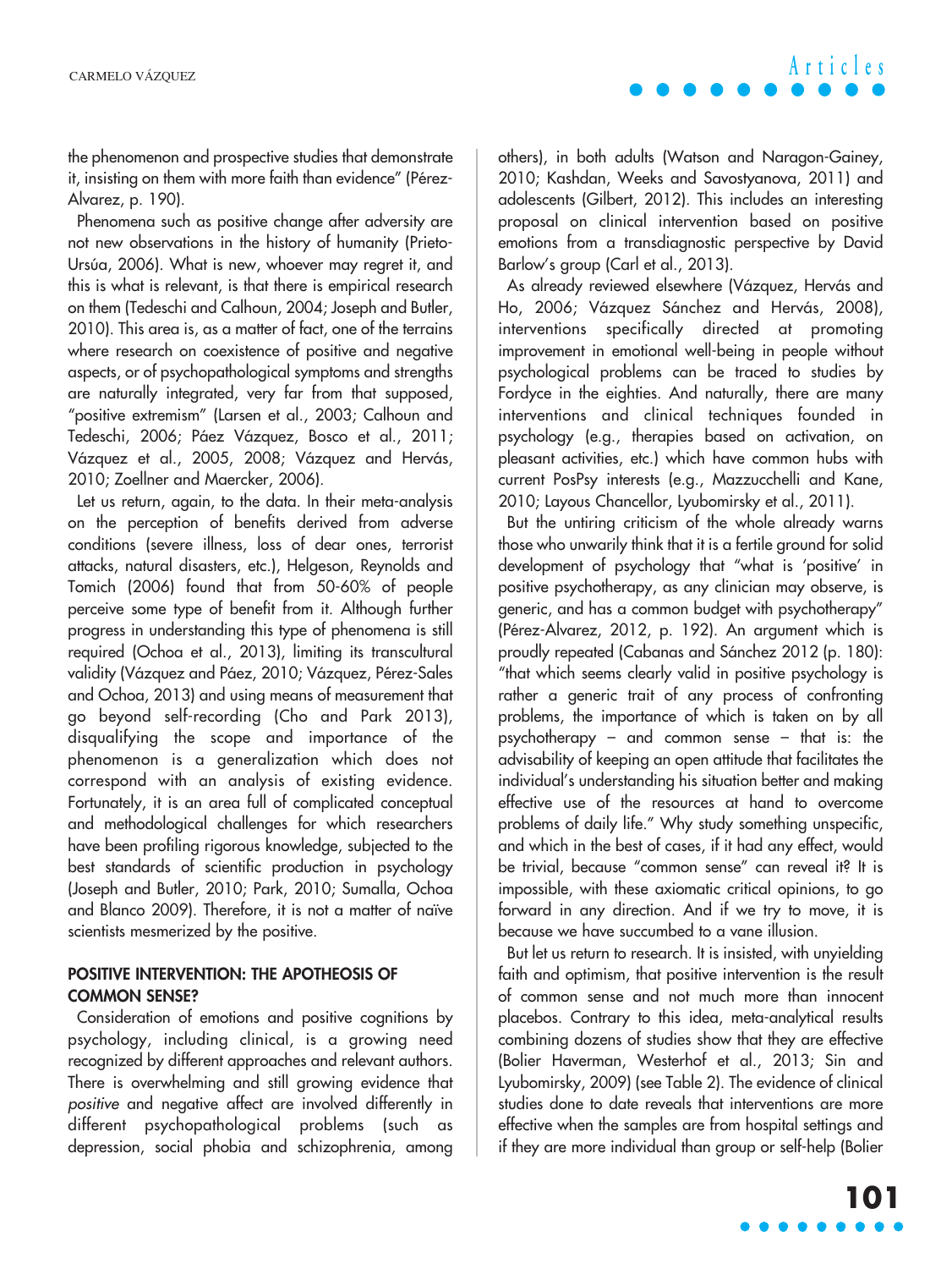the phenomenon and prospective studies that demonstrate it, insisting on them with more faith than evidence" (Pérez-Alvarez, p. 190).

Phenomena such as positive change after adversity are not new observations in the history of humanity (Prieto-Ursúa, 2006). What is new, whoever may regret it, and this is what is relevant, is that there is empirical research on them (Tedeschi and Calhoun, 2004; Joseph and Butler, 2010). This area is, as a matter of fact, one of the terrains where research on coexistence of positive and negative aspects, or of psychopathological symptoms and strengths are naturally integrated, very far from that supposed, "positive extremism" (Larsen et al., 2003; Calhoun and Tedeschi, 2006; Páez Vázquez, Bosco et al., 2011; Vázquez et al., 2005, 2008; Vázquez and Hervás, 2010; Zoellner and Maercker, 2006).

Let us return, again, to the data. In their meta-analysis on the perception of benefits derived from adverse conditions (severe illness, loss of dear ones, terrorist attacks, natural disasters, etc.), Helgeson, Reynolds and Tomich (2006) found that from 50-60% of people perceive some type of benefit from it. Although further progress in understanding this type of phenomena is still required (Ochoa et al., 2013), limiting its transcultural validity (Vázquez and Páez, 2010; Vázquez, Pérez-Sales and Ochoa, 2013) and using means of measurement that go beyond self-recording (Cho and Park 2013), disqualifying the scope and importance of the phenomenon is a generalization which does not correspond with an analysis of existing evidence. Fortunately, it is an area full of complicated conceptual and methodological challenges for which researchers have been profiling rigorous knowledge, subjected to the best standards of scientific production in psychology (Joseph and Butler, 2010; Park, 2010; Sumalla, Ochoa and Blanco 2009). Therefore, it is not a matter of naïve scientists mesmerized by the positive.

## POSITIVE INTERVENTION: THE APOTHEOSIS OF COMMON SENSE?

Consideration of emotions and positive cognitions by psychology, including clinical, is a growing need recognized by different approaches and relevant authors. There is overwhelming and still growing evidence that *positive* and negative affect are involved differently in different psychopathological problems (such as depression, social phobia and schizophrenia, among others), in both adults (Watson and Naragon-Gainey, 2010; Kashdan, Weeks and Savostyanova, 2011) and adolescents (Gilbert, 2012). This includes an interesting proposal on clinical intervention based on positive emotions from a transdiagnostic perspective by David Barlow's group (Carl et al., 2013).

As already reviewed elsewhere (Vázquez, Hervás and Ho, 2006; Vázquez Sánchez and Hervás, 2008), interventions specifically directed at promoting improvement in emotional well-being in people without psychological problems can be traced to studies by Fordyce in the eighties. And naturally, there are many interventions and clinical techniques founded in psychology (e.g., therapies based on activation, on pleasant activities, etc.) which have common hubs with current PosPsy interests (e.g., Mazzucchelli and Kane, 2010; Layous Chancellor, Lyubomirsky et al., 2011).

But the untiring criticism of the whole already warns those who unwarily think that it is a fertile ground for solid development of psychology that "what is 'positive' in positive psychotherapy, as any clinician may observe, is generic, and has a common budget with psychotherapy" (Pérez-Alvarez, 2012, p. 192). An argument which is proudly repeated (Cabanas and Sánchez 2012 (p. 180): "that which seems clearly valid in positive psychology is rather a generic trait of any process of confronting problems, the importance of which is taken on by all psychotherapy – and common sense – that is: the advisability of keeping an open attitude that facilitates the individual's understanding his situation better and making effective use of the resources at hand to overcome problems of daily life." Why study something unspecific, and which in the best of cases, if it had any effect, would be trivial, because "common sense" can reveal it? It is impossible, with these axiomatic critical opinions, to go forward in any direction. And if we try to move, it is because we have succumbed to a vane illusion.

But let us return to research. It is insisted, with unyielding faith and optimism, that positive intervention is the result of common sense and not much more than innocent placebos. Contrary to this idea, meta-analytical results combining dozens of studies show that they are effective (Bolier Haverman, Westerhof et al., 2013; Sin and Lyubomirsky, 2009) (see Table 2). The evidence of clinical studies done to date reveals that interventions are more effective when the samples are from hospital settings and if they are more individual than group or self-help (Bolier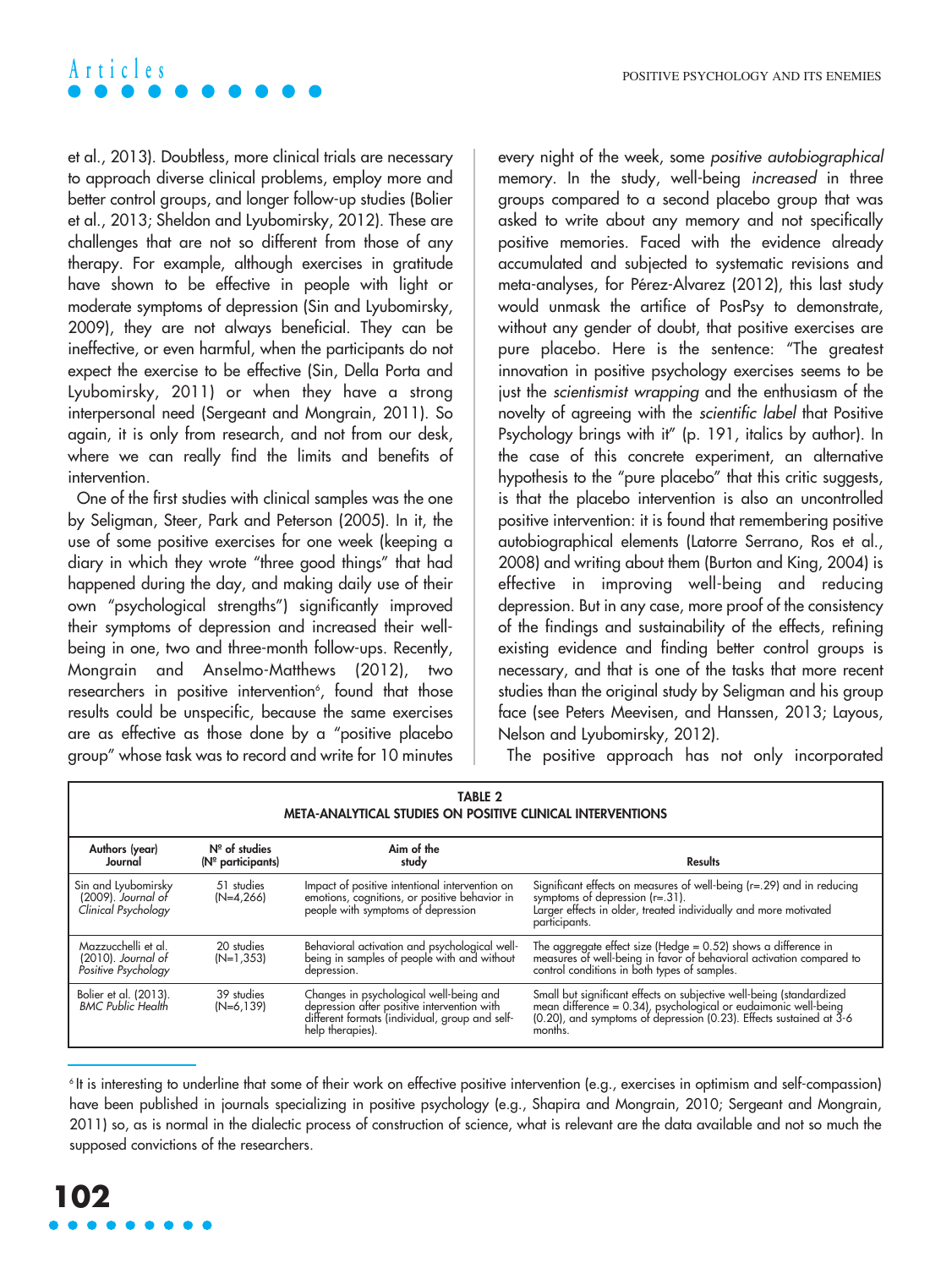et al., 2013). Doubtless, more clinical trials are necessary to approach diverse clinical problems, employ more and better control groups, and longer follow-up studies (Bolier et al., 2013; Sheldon and Lyubomirsky, 2012). These are challenges that are not so different from those of any therapy. For example, although exercises in gratitude have shown to be effective in people with light or moderate symptoms of depression (Sin and Lyubomirsky, 2009), they are not always beneficial. They can be ineffective, or even harmful, when the participants do not expect the exercise to be effective (Sin, Della Porta and Lyubomirsky, 2011) or when they have a strong interpersonal need (Sergeant and Mongrain, 2011). So again, it is only from research, and not from our desk, where we can really find the limits and benefits of intervention.

One of the first studies with clinical samples was the one by Seligman, Steer, Park and Peterson (2005). In it, the use of some positive exercises for one week (keeping a diary in which they wrote "three good things" that had happened during the day, and making daily use of their own "psychological strengths") significantly improved their symptoms of depression and increased their well-being in one, two and three-month follow-ups. Recently, Mongrain and Anselmo-Matthews (2012), two researchers in positive intervention[6], found that those results could be unspecific, because the same exercises are as effective as those done by a "positive placebo group" whose task was to record and write for 10 minutes every night of the week, some *positive autobiographical* memory. In the study, well-being *increased* in three groups compared to a second placebo group that was asked to write about any memory and not specifically positive memories. Faced with the evidence already accumulated and subjected to systematic revisions and meta-analyses, for Pérez-Alvarez (2012), this last study would unmask the artifice of PosPsy to demonstrate, without any gender of doubt, that positive exercises are pure placebo. Here is the sentence: "The greatest innovation in positive psychology exercises seems to be just the *scientismist wrapping* and the enthusiasm of the novelty of agreeing with the *scientific label* that Positive Psychology brings with it" (p. 191, italics by author). In the case of this concrete experiment, an alternative hypothesis to the "pure placebo" that this critic suggests, is that the placebo intervention is also an uncontrolled positive intervention: it is found that remembering positive autobiographical elements (Latorre Serrano, Ros et al., 2008) and writing about them (Burton and King, 2004) is effective in improving well-being and reducing depression. But in any case, more proof of the consistency of the findings and sustainability of the effects, refining existing evidence and finding better control groups is necessary, and that is one of the tasks that more recent studies than the original study by Seligman and his group face (see Peters Meevisen, and Hanssen, 2013; Layous, Nelson and Lyubomirsky, 2012).

The positive approach has not only incorporated

**TABLE 2**
**META-ANALYTICAL STUDIES ON POSITIVE CLINICAL INTERVENTIONS**

| Authors (year) Journal | Nº of studies (Nº participants) | Aim of the study | Results |
|---|---|---|---|
| Sin and Lyubomirsky (2009). *Journal of Clinical Psychology* | 51 studies (N=4,266) | Impact of positive intentional intervention on emotions, cognitions, or positive behavior in people with symptoms of depression | Significant effects on measures of well-being (r=.29) and in reducing symptoms of depression (r=.31). Larger effects in older, treated individually and more motivated participants. |
| Mazzucchelli et al. (2010). *Journal of Positive Psychology* | 20 studies (N=1,353) | Behavioral activation and psychological well-being in samples of people with and without depression. | The aggregate effect size (Hedge = 0.52) shows a difference in measures of well-being in favor of behavioral activation compared to control conditions in both types of samples. |
| Bolier et al. (2013). *BMC Public Health* | 39 studies (N=6,139) | Changes in psychological well-being and depression after positive intervention with different formats (individual, group and self-help therapies). | Small but significant effects on subjective well-being (standardized mean difference = 0.34), psychological or eudaimonic well-being (0.20), and symptoms of depression (0.23). Effects sustained at 3-6 months. |

[6] It is interesting to underline that some of their work on effective positive intervention (e.g., exercises in optimism and self-compassion) have been published in journals specializing in positive psychology (e.g., Shapira and Mongrain, 2010; Sergeant and Mongrain, 2011) so, as is normal in the dialectic process of construction of science, what is relevant are the data available and not so much the supposed convictions of the researchers.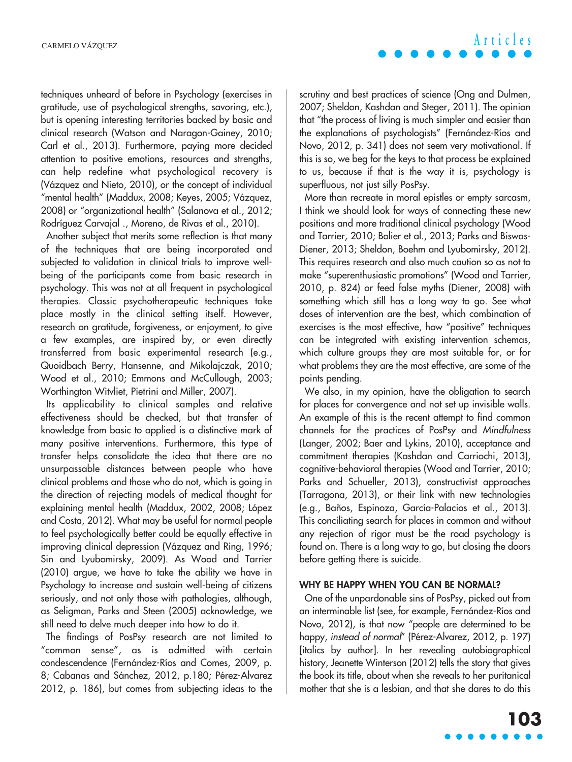techniques unheard of before in Psychology (exercises in gratitude, use of psychological strengths, savoring, etc.), but is opening interesting territories backed by basic and clinical research (Watson and Naragon-Gainey, 2010; Carl et al., 2013). Furthermore, paying more decided attention to positive emotions, resources and strengths, can help redefine what psychological recovery is (Vázquez and Nieto, 2010), or the concept of individual "mental health" (Maddux, 2008; Keyes, 2005; Vázquez, 2008) or "organizational health" (Salanova et al., 2012; Rodríguez Carvajal ., Moreno, de Rivas et al., 2010).

Another subject that merits some reflection is that many of the techniques that are being incorporated and subjected to validation in clinical trials to improve well-being of the participants come from basic research in psychology. This was not at all frequent in psychological therapies. Classic psychotherapeutic techniques take place mostly in the clinical setting itself. However, research on gratitude, forgiveness, or enjoyment, to give a few examples, are inspired by, or even directly transferred from basic experimental research (e.g., Quoidbach Berry, Hansenne, and Mikolajczak, 2010; Wood et al., 2010; Emmons and McCullough, 2003; Worthington Witvliet, Pietrini and Miller, 2007).

Its applicability to clinical samples and relative effectiveness should be checked, but that transfer of knowledge from basic to applied is a distinctive mark of many positive interventions. Furthermore, this type of transfer helps consolidate the idea that there are no unsurpassable distances between people who have clinical problems and those who do not, which is going in the direction of rejecting models of medical thought for explaining mental health (Maddux, 2002, 2008; López and Costa, 2012). What may be useful for normal people to feel psychologically better could be equally effective in improving clinical depression (Vázquez and Ring, 1996; Sin and Lyubomirsky, 2009). As Wood and Tarrier (2010) argue, we have to take the ability we have in Psychology to increase and sustain well-being of citizens seriously, and not only those with pathologies, although, as Seligman, Parks and Steen (2005) acknowledge, we still need to delve much deeper into how to do it.

The findings of PosPsy research are not limited to "common sense", as is admitted with certain condescendence (Fernández-Ríos and Comes, 2009, p. 8; Cabanas and Sánchez, 2012, p.180; Pérez-Alvarez 2012, p. 186), but comes from subjecting ideas to the scrutiny and best practices of science (Ong and Dulmen, 2007; Sheldon, Kashdan and Steger, 2011). The opinion that "the process of living is much simpler and easier than the explanations of psychologists" (Fernández-Ríos and Novo, 2012, p. 341) does not seem very motivational. If this is so, we beg for the keys to that process be explained to us, because if that is the way it is, psychology is superfluous, not just silly PosPsy.

More than recreate in moral epistles or empty sarcasm, I think we should look for ways of connecting these new positions and more traditional clinical psychology (Wood and Tarrier, 2010; Bolier et al., 2013; Parks and Biswas-Diener, 2013; Sheldon, Boehm and Lyubomirsky, 2012). This requires research and also much caution so as not to make "superenthusiastic promotions" (Wood and Tarrier, 2010, p. 824) or feed false myths (Diener, 2008) with something which still has a long way to go. See what doses of intervention are the best, which combination of exercises is the most effective, how "positive" techniques can be integrated with existing intervention schemas, which culture groups they are most suitable for, or for what problems they are the most effective, are some of the points pending.

We also, in my opinion, have the obligation to search for places for convergence and not set up invisible walls. An example of this is the recent attempt to find common channels for the practices of PosPsy and *Mindfulness* (Langer, 2002; Baer and Lykins, 2010), acceptance and commitment therapies (Kashdan and Carriochi, 2013), cognitive-behavioral therapies (Wood and Tarrier, 2010; Parks and Schueller, 2013), constructivist approaches (Tarragona, 2013), or their link with new technologies (e.g., Baños, Espinoza, García-Palacios et al., 2013). This conciliating search for places in common and without any rejection of rigor must be the road psychology is found on. There is a long way to go, but closing the doors before getting there is suicide.

## WHY BE HAPPY WHEN YOU CAN BE NORMAL?

One of the unpardonable sins of PosPsy, picked out from an interminable list (see, for example, Fernández-Ríos and Novo, 2012), is that now "people are determined to be happy, *instead of normal*" (Pérez-Alvarez, 2012, p. 197) [italics by author]. In her revealing autobiographical history, Jeanette Winterson (2012) tells the story that gives the book its title, about when she reveals to her puritanical mother that she is a lesbian, and that she dares to do this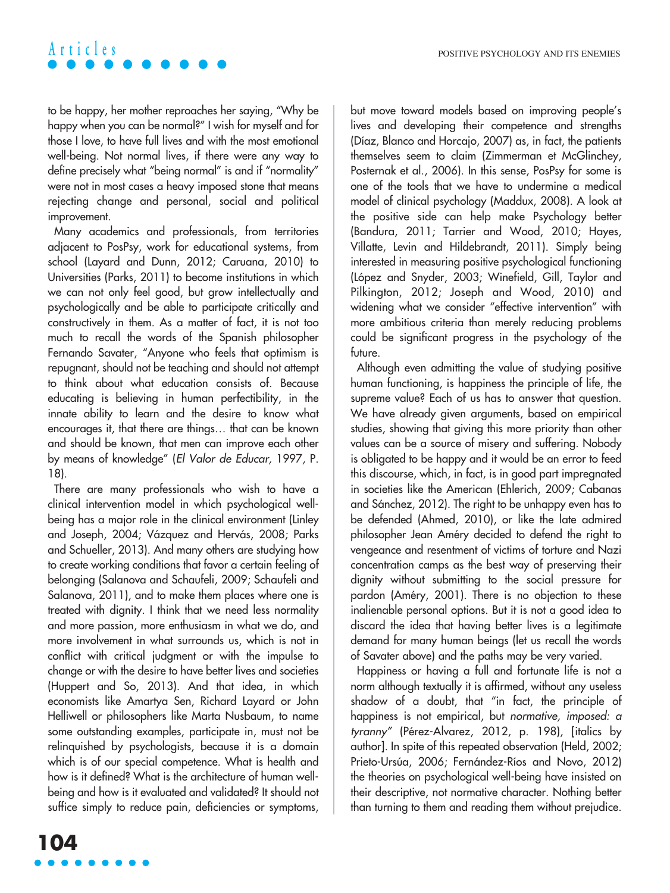to be happy, her mother reproaches her saying, "Why be happy when you can be normal?" I wish for myself and for those I love, to have full lives and with the most emotional well-being. Not normal lives, if there were any way to define precisely what "being normal" is and if "normality" were not in most cases a heavy imposed stone that means rejecting change and personal, social and political improvement.

Many academics and professionals, from territories adjacent to PosPsy, work for educational systems, from school (Layard and Dunn, 2012; Caruana, 2010) to Universities (Parks, 2011) to become institutions in which we can not only feel good, but grow intellectually and psychologically and be able to participate critically and constructively in them. As a matter of fact, it is not too much to recall the words of the Spanish philosopher Fernando Savater, "Anyone who feels that optimism is repugnant, should not be teaching and should not attempt to think about what education consists of. Because educating is believing in human perfectibility, in the innate ability to learn and the desire to know what encourages it, that there are things… that can be known and should be known, that men can improve each other by means of knowledge" (*El Valor de Educar,* 1997, P. 18).

There are many professionals who wish to have a clinical intervention model in which psychological well-being has a major role in the clinical environment (Linley and Joseph, 2004; Vázquez and Hervás, 2008; Parks and Schueller, 2013). And many others are studying how to create working conditions that favor a certain feeling of belonging (Salanova and Schaufeli, 2009; Schaufeli and Salanova, 2011), and to make them places where one is treated with dignity. I think that we need less normality and more passion, more enthusiasm in what we do, and more involvement in what surrounds us, which is not in conflict with critical judgment or with the impulse to change or with the desire to have better lives and societies (Huppert and So, 2013). And that idea, in which economists like Amartya Sen, Richard Layard or John Helliwell or philosophers like Marta Nusbaum, to name some outstanding examples, participate in, must not be relinquished by psychologists, because it is a domain which is of our special competence. What is health and how is it defined? What is the architecture of human well-being and how is it evaluated and validated? It should not suffice simply to reduce pain, deficiencies or symptoms, but move toward models based on improving people's lives and developing their competence and strengths (Díaz, Blanco and Horcajo, 2007) as, in fact, the patients themselves seem to claim (Zimmerman et McGlinchey, Posternak et al., 2006). In this sense, PosPsy for some is one of the tools that we have to undermine a medical model of clinical psychology (Maddux, 2008). A look at the positive side can help make Psychology better (Bandura, 2011; Tarrier and Wood, 2010; Hayes, Villatte, Levin and Hildebrandt, 2011). Simply being interested in measuring positive psychological functioning (López and Snyder, 2003; Winefield, Gill, Taylor and Pilkington, 2012; Joseph and Wood, 2010) and widening what we consider "effective intervention" with more ambitious criteria than merely reducing problems could be significant progress in the psychology of the future.

Although even admitting the value of studying positive human functioning, is happiness the principle of life, the supreme value? Each of us has to answer that question. We have already given arguments, based on empirical studies, showing that giving this more priority than other values can be a source of misery and suffering. Nobody is obligated to be happy and it would be an error to feed this discourse, which, in fact, is in good part impregnated in societies like the American (Ehlerich, 2009; Cabanas and Sánchez, 2012). The right to be unhappy even has to be defended (Ahmed, 2010), or like the late admired philosopher Jean Améry decided to defend the right to vengeance and resentment of victims of torture and Nazi concentration camps as the best way of preserving their dignity without submitting to the social pressure for pardon (Améry, 2001). There is no objection to these inalienable personal options. But it is not a good idea to discard the idea that having better lives is a legitimate demand for many human beings (let us recall the words of Savater above) and the paths may be very varied.

Happiness or having a full and fortunate life is not a norm although textually it is affirmed, without any useless shadow of a doubt, that "in fact, the principle of happiness is not empirical, but *normative, imposed: a tyranny"* (Pérez-Alvarez, 2012, p. 198), [italics by author]. In spite of this repeated observation (Held, 2002; Prieto-Ursúa, 2006; Fernández-Ríos and Novo, 2012) the theories on psychological well-being have insisted on their descriptive, not normative character. Nothing better than turning to them and reading them without prejudice.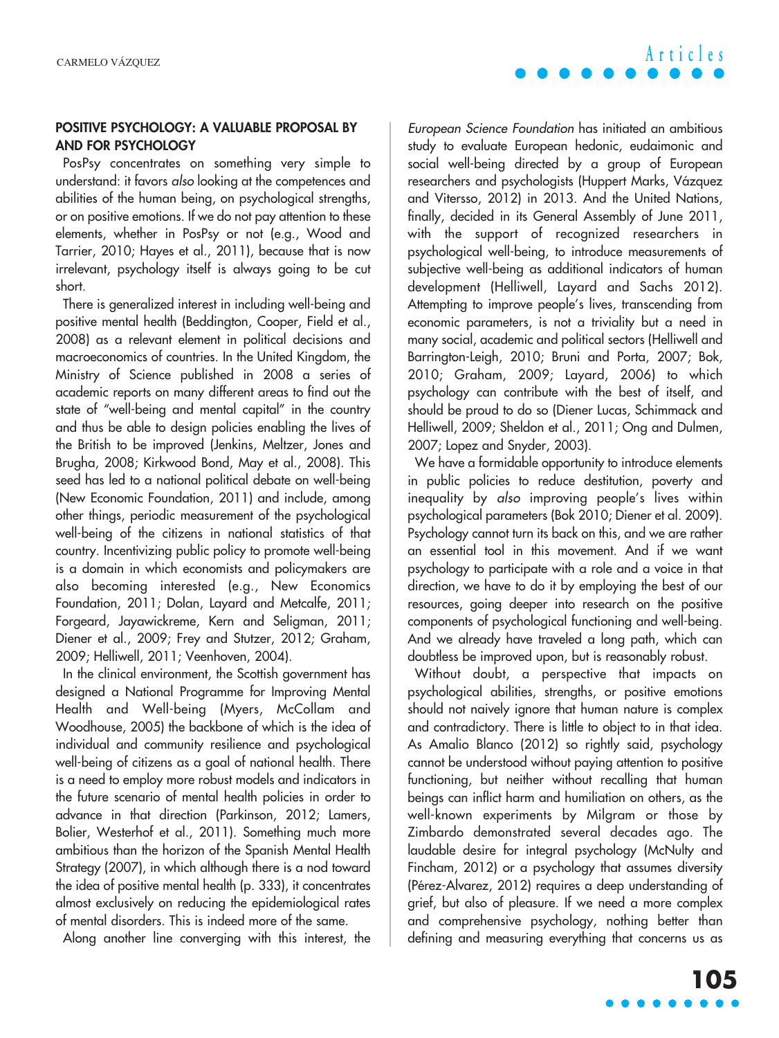## POSITIVE PSYCHOLOGY: A VALUABLE PROPOSAL BY AND FOR PSYCHOLOGY

PosPsy concentrates on something very simple to understand: it favors *also* looking at the competences and abilities of the human being, on psychological strengths, or on positive emotions. If we do not pay attention to these elements, whether in PosPsy or not (e.g., Wood and Tarrier, 2010; Hayes et al., 2011), because that is now irrelevant, psychology itself is always going to be cut short.

There is generalized interest in including well-being and positive mental health (Beddington, Cooper, Field et al., 2008) as a relevant element in political decisions and macroeconomics of countries. In the United Kingdom, the Ministry of Science published in 2008 a series of academic reports on many different areas to find out the state of "well-being and mental capital" in the country and thus be able to design policies enabling the lives of the British to be improved (Jenkins, Meltzer, Jones and Brugha, 2008; Kirkwood Bond, May et al., 2008). This seed has led to a national political debate on well-being (New Economic Foundation, 2011) and include, among other things, periodic measurement of the psychological well-being of the citizens in national statistics of that country. Incentivizing public policy to promote well-being is a domain in which economists and policymakers are also becoming interested (e.g., New Economics Foundation, 2011; Dolan, Layard and Metcalfe, 2011; Forgeard, Jayawickreme, Kern and Seligman, 2011; Diener et al., 2009; Frey and Stutzer, 2012; Graham, 2009; Helliwell, 2011; Veenhoven, 2004).

In the clinical environment, the Scottish government has designed a National Programme for Improving Mental Health and Well-being (Myers, McCollam and Woodhouse, 2005) the backbone of which is the idea of individual and community resilience and psychological well-being of citizens as a goal of national health. There is a need to employ more robust models and indicators in the future scenario of mental health policies in order to advance in that direction (Parkinson, 2012; Lamers, Bolier, Westerhof et al., 2011). Something much more ambitious than the horizon of the Spanish Mental Health Strategy (2007), in which although there is a nod toward the idea of positive mental health (p. 333), it concentrates almost exclusively on reducing the epidemiological rates of mental disorders. This is indeed more of the same.

Along another line converging with this interest, the *European Science Foundation* has initiated an ambitious study to evaluate European hedonic, eudaimonic and social well-being directed by a group of European researchers and psychologists (Huppert Marks, Vázquez and Vitersso, 2012) in 2013. And the United Nations, finally, decided in its General Assembly of June 2011, with the support of recognized researchers in psychological well-being, to introduce measurements of subjective well-being as additional indicators of human development (Helliwell, Layard and Sachs 2012). Attempting to improve people's lives, transcending from economic parameters, is not a triviality but a need in many social, academic and political sectors (Helliwell and Barrington-Leigh, 2010; Bruni and Porta, 2007; Bok, 2010; Graham, 2009; Layard, 2006) to which psychology can contribute with the best of itself, and should be proud to do so (Diener Lucas, Schimmack and Helliwell, 2009; Sheldon et al., 2011; Ong and Dulmen, 2007; Lopez and Snyder, 2003).

We have a formidable opportunity to introduce elements in public policies to reduce destitution, poverty and inequality by *also* improving people's lives within psychological parameters (Bok 2010; Diener et al. 2009). Psychology cannot turn its back on this, and we are rather an essential tool in this movement. And if we want psychology to participate with a role and a voice in that direction, we have to do it by employing the best of our resources, going deeper into research on the positive components of psychological functioning and well-being. And we already have traveled a long path, which can doubtless be improved upon, but is reasonably robust.

Without doubt, a perspective that impacts on psychological abilities, strengths, or positive emotions should not naively ignore that human nature is complex and contradictory. There is little to object to in that idea. As Amalio Blanco (2012) so rightly said, psychology cannot be understood without paying attention to positive functioning, but neither without recalling that human beings can inflict harm and humiliation on others, as the well-known experiments by Milgram or those by Zimbardo demonstrated several decades ago. The laudable desire for integral psychology (McNulty and Fincham, 2012) or a psychology that assumes diversity (Pérez-Alvarez, 2012) requires a deep understanding of grief, but also of pleasure. If we need a more complex and comprehensive psychology, nothing better than defining and measuring everything that concerns us as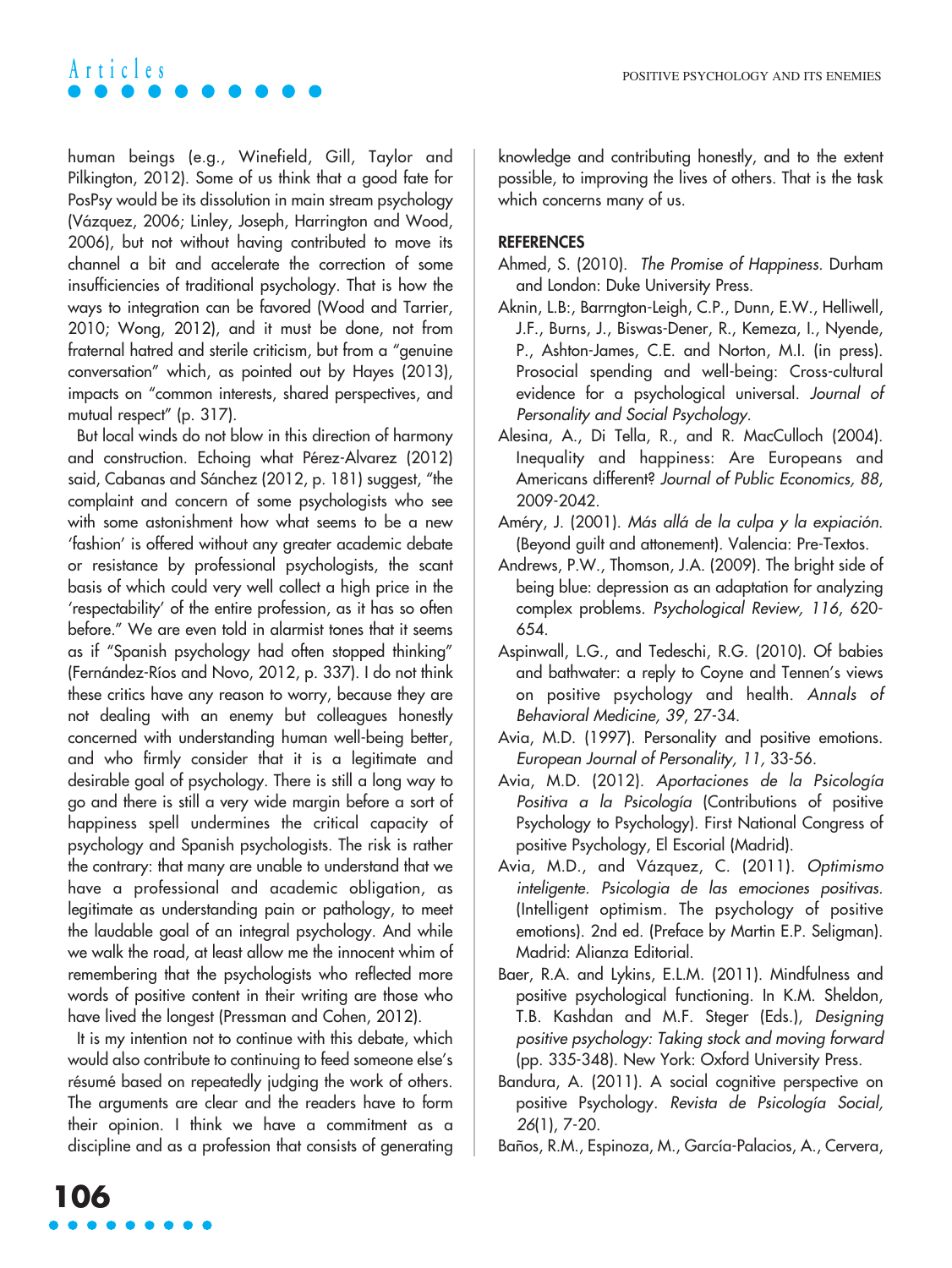human beings (e.g., Winefield, Gill, Taylor and Pilkington, 2012). Some of us think that a good fate for PosPsy would be its dissolution in main stream psychology (Vázquez, 2006; Linley, Joseph, Harrington and Wood, 2006), but not without having contributed to move its channel a bit and accelerate the correction of some insufficiencies of traditional psychology. That is how the ways to integration can be favored (Wood and Tarrier, 2010; Wong, 2012), and it must be done, not from fraternal hatred and sterile criticism, but from a "genuine conversation" which, as pointed out by Hayes (2013), impacts on "common interests, shared perspectives, and mutual respect" (p. 317).

But local winds do not blow in this direction of harmony and construction. Echoing what Pérez-Alvarez (2012) said, Cabanas and Sánchez (2012, p. 181) suggest, "the complaint and concern of some psychologists who see with some astonishment how what seems to be a new 'fashion' is offered without any greater academic debate or resistance by professional psychologists, the scant basis of which could very well collect a high price in the 'respectability' of the entire profession, as it has so often before." We are even told in alarmist tones that it seems as if "Spanish psychology had often stopped thinking" (Fernández-Ríos and Novo, 2012, p. 337). I do not think these critics have any reason to worry, because they are not dealing with an enemy but colleagues honestly concerned with understanding human well-being better, and who firmly consider that it is a legitimate and desirable goal of psychology. There is still a long way to go and there is still a very wide margin before a sort of happiness spell undermines the critical capacity of psychology and Spanish psychologists. The risk is rather the contrary: that many are unable to understand that we have a professional and academic obligation, as legitimate as understanding pain or pathology, to meet the laudable goal of an integral psychology. And while we walk the road, at least allow me the innocent whim of remembering that the psychologists who reflected more words of positive content in their writing are those who have lived the longest (Pressman and Cohen, 2012).

It is my intention not to continue with this debate, which would also contribute to continuing to feed someone else's résumé based on repeatedly judging the work of others. The arguments are clear and the readers have to form their opinion. I think we have a commitment as a discipline and as a profession that consists of generating knowledge and contributing honestly, and to the extent possible, to improving the lives of others. That is the task which concerns many of us.

## REFERENCES

Ahmed, S. (2010). *The Promise of Happiness*. Durham and London: Duke University Press.

Aknin, L.B:, Barrngton-Leigh, C.P., Dunn, E.W., Helliwell, J.F., Burns, J., Biswas-Dener, R., Kemeza, I., Nyende, P., Ashton-James, C.E. and Norton, M.I. (in press). Prosocial spending and well-being: Cross-cultural evidence for a psychological universal. *Journal of Personality and Social Psychology.*

Alesina, A., Di Tella, R., and R. MacCulloch (2004). Inequality and happiness: Are Europeans and Americans different? *Journal of Public Economics, 88*, 2009-2042.

Améry, J. (2001). *Más allá de la culpa y la expiación.* (Beyond guilt and attonement). Valencia: Pre-Textos.

Andrews, P.W., Thomson, J.A. (2009). The bright side of being blue: depression as an adaptation for analyzing complex problems. *Psychological Review, 116*, 620-654.

Aspinwall, L.G., and Tedeschi, R.G. (2010). Of babies and bathwater: a reply to Coyne and Tennen's views on positive psychology and health. *Annals of Behavioral Medicine, 39*, 27-34.

Avia, M.D. (1997). Personality and positive emotions. *European Journal of Personality, 11*, 33-56.

Avia, M.D. (2012). *Aportaciones de la Psicología Positiva a la Psicología* (Contributions of positive Psychology to Psychology). First National Congress of positive Psychology, El Escorial (Madrid).

Avia, M.D., and Vázquez, C. (2011). *Optimismo inteligente. Psicologia de las emociones positivas.* (Intelligent optimism. The psychology of positive emotions). 2nd ed. (Preface by Martin E.P. Seligman). Madrid: Alianza Editorial.

Baer, R.A. and Lykins, E.L.M. (2011). Mindfulness and positive psychological functioning. In K.M. Sheldon, T.B. Kashdan and M.F. Steger (Eds.), *Designing positive psychology: Taking stock and moving forward* (pp. 335-348). New York: Oxford University Press.

Bandura, A. (2011). A social cognitive perspective on positive Psychology. *Revista de Psicología Social, 26*(1), 7-20.

Baños, R.M., Espinoza, M., García-Palacios, A., Cervera,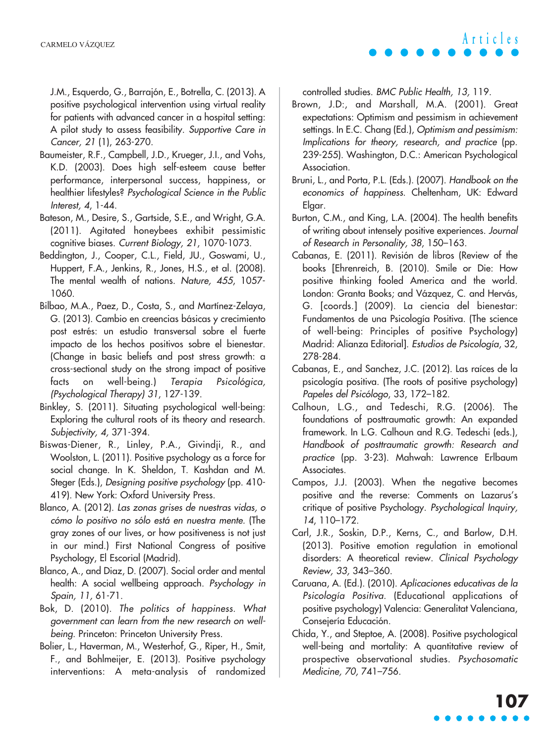J.M., Esquerdo, G., Barrajón, E., Botrella, C. (2013). A positive psychological intervention using virtual reality for patients with advanced cancer in a hospital setting: A pilot study to assess feasibility. *Supportive Care in Cancer, 21* (1), 263-270.

Baumeister, R.F., Campbell, J.D., Krueger, J.I., and Vohs, K.D. (2003). Does high self-esteem cause better performance, interpersonal success, happiness, or healthier lifestyles? *Psychological Science in the Public Interest, 4*, 1-44.

Bateson, M., Desire, S., Gartside, S.E., and Wright, G.A. (2011). Agitated honeybees exhibit pessimistic cognitive biases. *Current Biology, 21*, 1070-1073.

Beddington, J., Cooper, C.L., Field, JU., Goswami, U., Huppert, F.A., Jenkins, R., Jones, H.S., et al. (2008). The mental wealth of nations. *Nature, 455*, 1057-1060.

Bilbao, M.A., Paez, D., Costa, S., and Martínez-Zelaya, G. (2013). Cambio en creencias básicas y crecimiento post estrés: un estudio transversal sobre el fuerte impacto de los hechos positivos sobre el bienestar. (Change in basic beliefs and post stress growth: a cross-sectional study on the strong impact of positive facts on well-being.) *Terapia Psicológica, (Psychological Therapy) 31*, 127-139.

Binkley, S. (2011). Situating psychological well-being: Exploring the cultural roots of its theory and research. *Subjectivity, 4,* 371-394.

Biswas-Diener, R., Linley, P.A., Givindji, R., and Woolston, L. (2011). Positive psychology as a force for social change. In K. Sheldon, T. Kashdan and M. Steger (Eds.), *Designing positive psychology* (pp. 410-419). New York: Oxford University Press.

Blanco, A. (2012). *Las zonas grises de nuestras vidas, o cómo lo positivo no sólo está en nuestra mente.* (The gray zones of our lives, or how positiveness is not just in our mind.) First National Congress of positive Psychology, El Escorial (Madrid).

Blanco, A., and Diaz, D. (2007). Social order and mental health: A social wellbeing approach. *Psychology in Spain, 11,* 61-71.

Bok, D. (2010). *The politics of happiness. What government can learn from the new research on well-being.* Princeton: Princeton University Press.

Bolier, L., Haverman, M., Westerhof, G., Riper, H., Smit, F., and Bohlmeijer, E. (2013). Positive psychology interventions: A meta-analysis of randomized controlled studies. *BMC Public Health, 13,* 119.

Brown, J.D:, and Marshall, M.A. (2001). Great expectations: Optimism and pessimism in achievement settings. In E.C. Chang (Ed.), *Optimism and pessimism: Implications for theory, research, and practice* (pp. 239-255). Washington, D.C.: American Psychological Association.

Bruni, L., and Porta, P.L. (Eds.). (2007). *Handbook on the economics of happiness.* Cheltenham, UK: Edward Elgar.

Burton, C.M., and King, L.A. (2004). The health benefits of writing about intensely positive experiences. *Journal of Research in Personality, 38*, 150–163.

Cabanas, E. (2011). Revisión de libros (Review of the books [Ehrenreich, B. (2010). Smile or Die: How positive thinking fooled America and the world. London: Granta Books; and Vázquez, C. and Hervás, G. [coords.] (2009). La ciencia del bienestar: Fundamentos de una Psicología Positiva. (The science of well-being: Principles of positive Psychology) Madrid: Alianza Editorial]. *Estudios de Psicología*, 32, 278-284.

Cabanas, E., and Sanchez, J.C. (2012). Las raíces de la psicología positiva. (The roots of positive psychology) *Papeles del Psicólogo*, 33, 172–182.

Calhoun, L.G., and Tedeschi, R.G. (2006). The foundations of posttraumatic growth: An expanded framework. In L.G. Calhoun and R.G. Tedeschi (eds.), *Handbook of posttraumatic growth: Research and practice* (pp. 3-23). Mahwah: Lawrence Erlbaum Associates.

Campos, J.J. (2003). When the negative becomes positive and the reverse: Comments on Lazarus's critique of positive Psychology. *Psychological Inquiry, 14*, 110–172.

Carl, J.R., Soskin, D.P., Kerns, C., and Barlow, D.H. (2013). Positive emotion regulation in emotional disorders: A theoretical review. *Clinical Psychology Review, 33,* 343–360.

Caruana, A. (Ed.). (2010). *Aplicaciones educativas de la Psicología Positiva.* (Educational applications of positive psychology) Valencia: Generalitat Valenciana, Consejería Educación.

Chida, Y., and Steptoe, A. (2008). Positive psychological well-being and mortality: A quantitative review of prospective observational studies. *Psychosomatic Medicine, 70,* 741–756.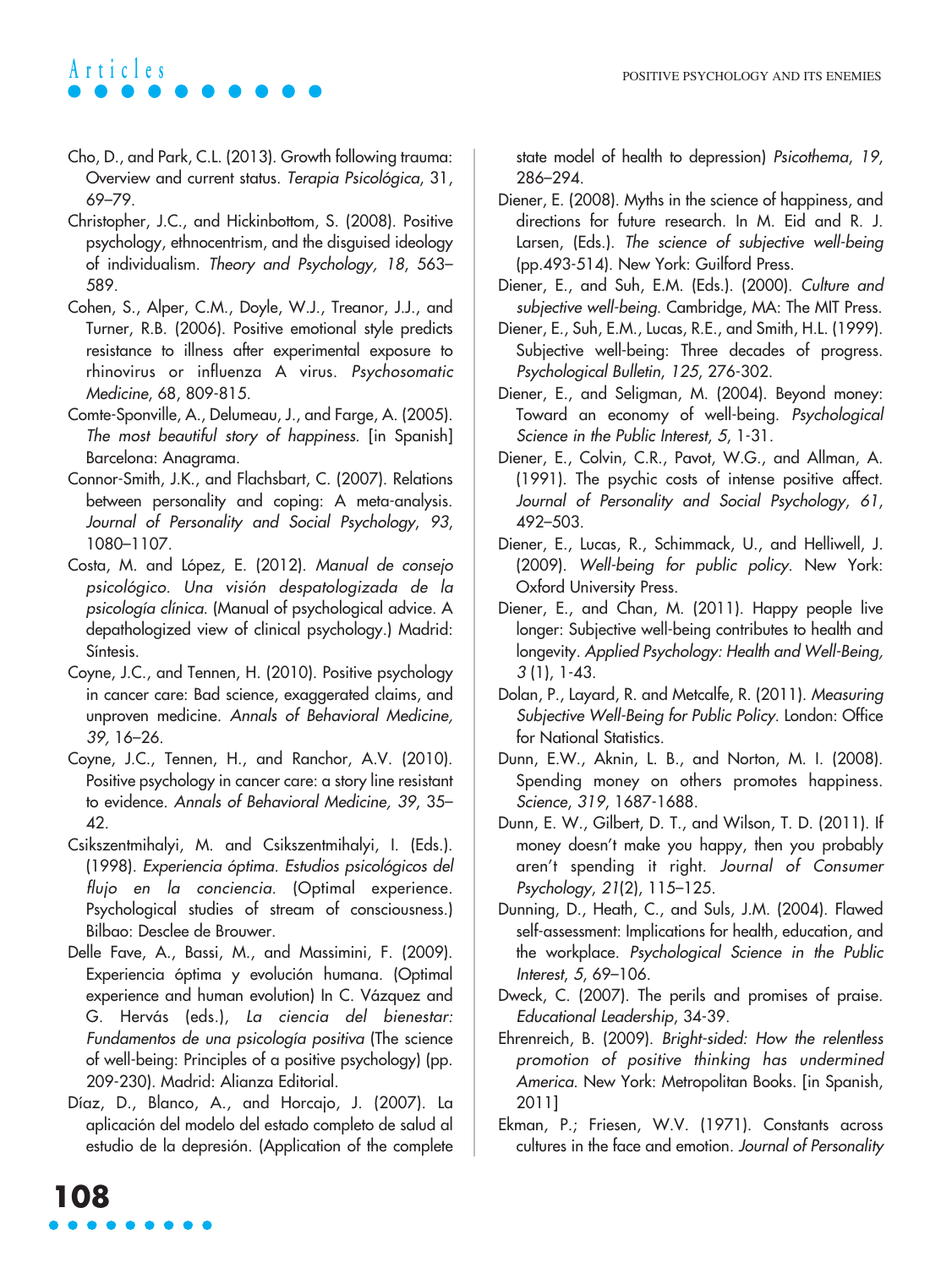Cho, D., and Park, C.L. (2013). Growth following trauma: Overview and current status. *Terapia Psicológica*, 31, 69–79.

Christopher, J.C., and Hickinbottom, S. (2008). Positive psychology, ethnocentrism, and the disguised ideology of individualism. *Theory and Psychology, 18*, 563–589.

Cohen, S., Alper, C.M., Doyle, W.J., Treanor, J.J., and Turner, R.B. (2006). Positive emotional style predicts resistance to illness after experimental exposure to rhinovirus or influenza A virus. *Psychosomatic Medicine*, 68, 809-815.

Comte-Sponville, A., Delumeau, J., and Farge, A. (2005). *The most beautiful story of happiness.* [in Spanish] Barcelona: Anagrama.

Connor-Smith, J.K., and Flachsbart, C. (2007). Relations between personality and coping: A meta-analysis. *Journal of Personality and Social Psychology*, *93*, 1080–1107.

Costa, M. and López, E. (2012). *Manual de consejo psicológico. Una visión despatologizada de la psicología clínica.* (Manual of psychological advice. A depathologized view of clinical psychology.) Madrid: Síntesis.

Coyne, J.C., and Tennen, H. (2010). Positive psychology in cancer care: Bad science, exaggerated claims, and unproven medicine. *Annals of Behavioral Medicine, 39,* 16–26.

Coyne, J.C., Tennen, H., and Ranchor, A.V. (2010). Positive psychology in cancer care: a story line resistant to evidence. *Annals of Behavioral Medicine, 39*, 35–42.

Csikszentmihalyi, M. and Csikszentmihalyi, I. (Eds.). (1998). *Experiencia óptima. Estudios psicológicos del flujo en la conciencia*. (Optimal experience. Psychological studies of stream of consciousness.) Bilbao: Desclee de Brouwer.

Delle Fave, A., Bassi, M., and Massimini, F. (2009). Experiencia óptima y evolución humana. (Optimal experience and human evolution) In C. Vázquez and G. Hervás (eds.), *La ciencia del bienestar: Fundamentos de una psicología positiva* (The science of well-being: Principles of a positive psychology) (pp. 209-230). Madrid: Alianza Editorial.

Díaz, D., Blanco, A., and Horcajo, J. (2007). La aplicación del modelo del estado completo de salud al estudio de la depresión. (Application of the complete state model of health to depression) *Psicothema*, *19*, 286–294.

Diener, E. (2008). Myths in the science of happiness, and directions for future research. In M. Eid and R. J. Larsen, (Eds.). *The science of subjective well-being* (pp.493-514). New York: Guilford Press.

Diener, E., and Suh, E.M. (Eds.). (2000). *Culture and subjective well-being*. Cambridge, MA: The MIT Press.

Diener, E., Suh, E.M., Lucas, R.E., and Smith, H.L. (1999). Subjective well-being: Three decades of progress. *Psychological Bulletin*, *125*, 276-302.

Diener, E., and Seligman, M. (2004). Beyond money: Toward an economy of well-being. *Psychological Science in the Public Interest*, *5*, 1-31.

Diener, E., Colvin, C.R., Pavot, W.G., and Allman, A. (1991). The psychic costs of intense positive affect. *Journal of Personality and Social Psychology*, *61*, 492–503.

Diener, E., Lucas, R., Schimmack, U., and Helliwell, J. (2009). *Well-being for public policy*. New York: Oxford University Press.

Diener, E., and Chan, M. (2011). Happy people live longer: Subjective well-being contributes to health and longevity. *Applied Psychology: Health and Well-Being, 3* (1), 1-43.

Dolan, P., Layard, R. and Metcalfe, R. (2011). *Measuring Subjective Well-Being for Public Policy*. London: Office for National Statistics.

Dunn, E.W., Aknin, L. B., and Norton, M. I. (2008). Spending money on others promotes happiness. *Science*, *319*, 1687-1688.

Dunn, E. W., Gilbert, D. T., and Wilson, T. D. (2011). If money doesn't make you happy, then you probably aren't spending it right. *Journal of Consumer Psychology*, *21*(2), 115–125.

Dunning, D., Heath, C., and Suls, J.M. (2004). Flawed self-assessment: Implications for health, education, and the workplace. *Psychological Science in the Public Interest*, *5*, 69–106.

Dweck, C. (2007). The perils and promises of praise. *Educational Leadership*, 34-39.

Ehrenreich, B. (2009). *Bright-sided: How the relentless promotion of positive thinking has undermined America*. New York: Metropolitan Books. [in Spanish, 2011]

Ekman, P.; Friesen, W.V. (1971). Constants across cultures in the face and emotion. *Journal of Personality*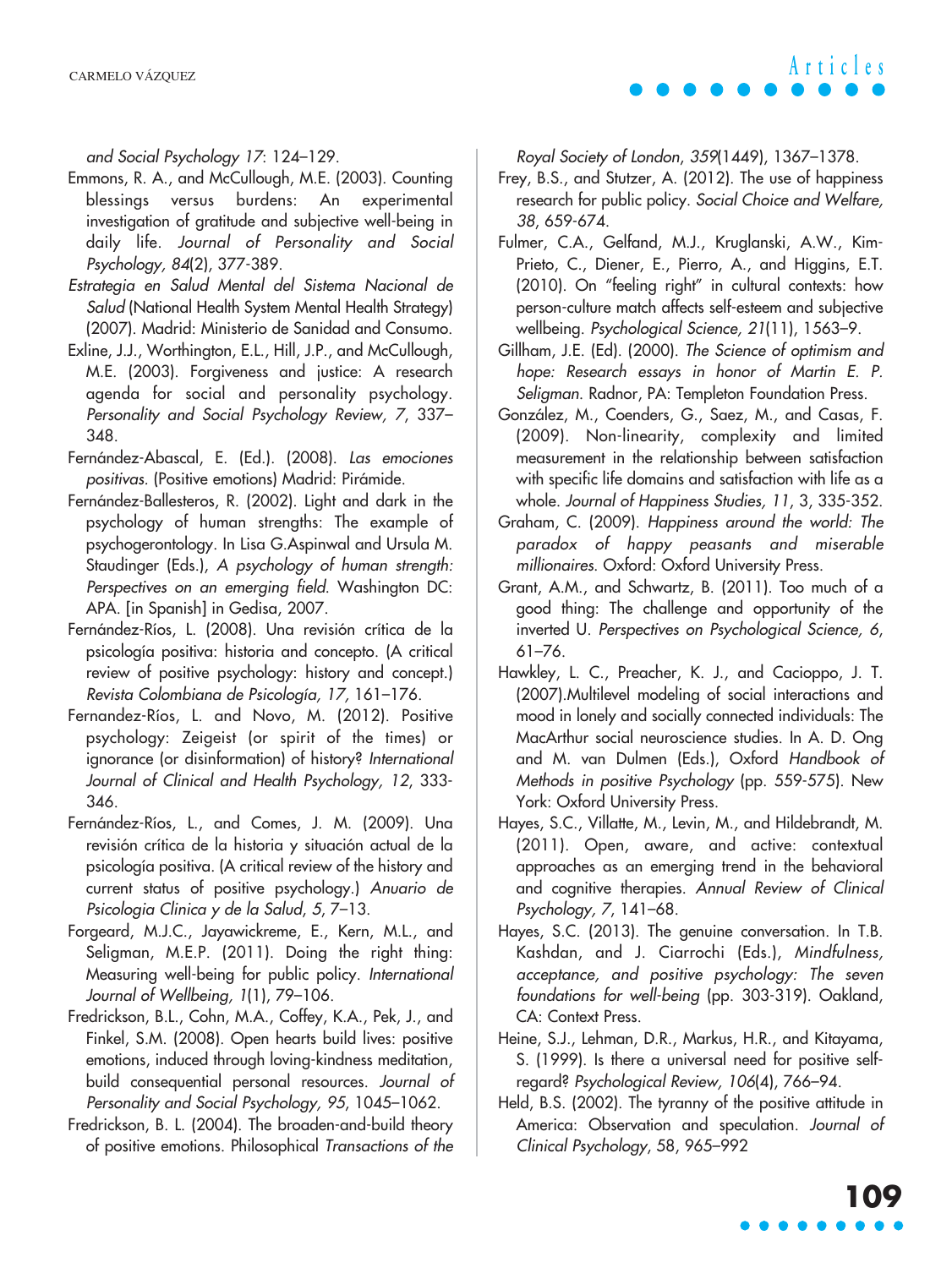*and Social Psychology 17*: 124–129.

Emmons, R. A., and McCullough, M.E. (2003). Counting blessings versus burdens: An experimental investigation of gratitude and subjective well-being in daily life. *Journal of Personality and Social Psychology, 84*(2), 377-389.

*Estrategia en Salud Mental del Sistema Nacional de Salud* (National Health System Mental Health Strategy) (2007). Madrid: Ministerio de Sanidad and Consumo.

Exline, J.J., Worthington, E.L., Hill, J.P., and McCullough, M.E. (2003). Forgiveness and justice: A research agenda for social and personality psychology. *Personality and Social Psychology Review, 7*, 337–348.

Fernández-Abascal, E. (Ed.). (2008). *Las emociones positivas.* (Positive emotions) Madrid: Pirámide.

Fernández-Ballesteros, R. (2002). Light and dark in the psychology of human strengths: The example of psychogerontology. In Lisa G.Aspinwal and Ursula M. Staudinger (Eds.), *A psychology of human strength: Perspectives on an emerging field.* Washington DC: APA. [in Spanish] in Gedisa, 2007.

Fernández-Ríos, L. (2008). Una revisión crítica de la psicología positiva: historia and concepto. (A critical review of positive psychology: history and concept.) *Revista Colombiana de Psicología, 17,* 161–176.

Fernandez-Ríos, L. and Novo, M. (2012). Positive psychology: Zeigeist (or spirit of the times) or ignorance (or disinformation) of history? *International Journal of Clinical and Health Psychology, 12*, 333-346.

Fernández-Ríos, L., and Comes, J. M. (2009). Una revisión crítica de la historia y situación actual de la psicología positiva. (A critical review of the history and current status of positive psychology.) *Anuario de Psicologia Clinica y de la Salud, 5*, 7–13.

Forgeard, M.J.C., Jayawickreme, E., Kern, M.L., and Seligman, M.E.P. (2011). Doing the right thing: Measuring well-being for public policy. *International Journal of Wellbeing, 1*(1), 79–106.

Fredrickson, B.L., Cohn, M.A., Coffey, K.A., Pek, J., and Finkel, S.M. (2008). Open hearts build lives: positive emotions, induced through loving-kindness meditation, build consequential personal resources. *Journal of Personality and Social Psychology, 95*, 1045–1062.

Fredrickson, B. L. (2004). The broaden-and-build theory of positive emotions. Philosophical *Transactions of the Royal Society of London*, *359*(1449), 1367–1378.

Frey, B.S., and Stutzer, A. (2012). The use of happiness research for public policy. *Social Choice and Welfare, 38*, 659-674.

Fulmer, C.A., Gelfand, M.J., Kruglanski, A.W., Kim-Prieto, C., Diener, E., Pierro, A., and Higgins, E.T. (2010). On "feeling right" in cultural contexts: how person-culture match affects self-esteem and subjective wellbeing. *Psychological Science, 21*(11), 1563–9.

Gillham, J.E. (Ed). (2000). *The Science of optimism and hope: Research essays in honor of Martin E. P. Seligman*. Radnor, PA: Templeton Foundation Press.

González, M., Coenders, G., Saez, M., and Casas, F. (2009). Non-linearity, complexity and limited measurement in the relationship between satisfaction with specific life domains and satisfaction with life as a whole. *Journal of Happiness Studies, 11*, 3, 335-352.

Graham, C. (2009). *Happiness around the world: The paradox of happy peasants and miserable millionaires.* Oxford: Oxford University Press.

Grant, A.M., and Schwartz, B. (2011). Too much of a good thing: The challenge and opportunity of the inverted U. *Perspectives on Psychological Science, 6*, 61–76.

Hawkley, L. C., Preacher, K. J., and Cacioppo, J. T. (2007).Multilevel modeling of social interactions and mood in lonely and socially connected individuals: The MacArthur social neuroscience studies. In A. D. Ong and M. van Dulmen (Eds.), Oxford *Handbook of Methods in positive Psychology* (pp. 559-575). New York: Oxford University Press.

Hayes, S.C., Villatte, M., Levin, M., and Hildebrandt, M. (2011). Open, aware, and active: contextual approaches as an emerging trend in the behavioral and cognitive therapies. *Annual Review of Clinical Psychology, 7*, 141–68.

Hayes, S.C. (2013). The genuine conversation. In T.B. Kashdan, and J. Ciarrochi (Eds.), *Mindfulness, acceptance, and positive psychology: The seven foundations for well-being* (pp. 303-319). Oakland, CA: Context Press.

Heine, S.J., Lehman, D.R., Markus, H.R., and Kitayama, S. (1999). Is there a universal need for positive self-regard? *Psychological Review, 106*(4), 766–94.

Held, B.S. (2002). The tyranny of the positive attitude in America: Observation and speculation. *Journal of Clinical Psychology*, 58, 965–992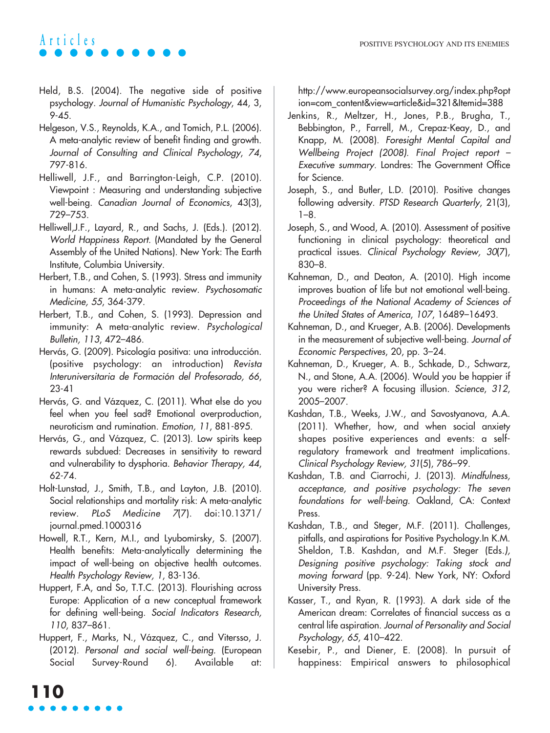Held, B.S. (2004). The negative side of positive psychology. *Journal of Humanistic Psychology*, 44, 3, 9-45.

Helgeson, V.S., Reynolds, K.A., and Tomich, P.L. (2006). A meta-analytic review of benefit finding and growth. *Journal of Consulting and Clinical Psychology, 74*, 797-816.

Helliwell, J.F., and Barrington-Leigh, C.P. (2010). Viewpoint : Measuring and understanding subjective well-being. *Canadian Journal of Economics*, 43(3), 729–753.

Helliwell,J.F., Layard, R., and Sachs, J. (Eds.). (2012). *World Happiness Report*. (Mandated by the General Assembly of the United Nations). New York: The Earth Institute, Columbia University.

Herbert, T.B., and Cohen, S. (1993). Stress and immunity in humans: A meta-analytic review. *Psychosomatic Medicine, 55*, 364-379.

Herbert, T.B., and Cohen, S. (1993). Depression and immunity: A meta-analytic review. *Psychological Bulletin, 113*, 472–486.

Hervás, G. (2009). Psicología positiva: una introducción. (positive psychology: an introduction) *Revista Interuniversitaria de Formación del Profesorado, 66*, 23-41

Hervás, G. and Vázquez, C. (2011). What else do you feel when you feel sad? Emotional overproduction, neuroticism and rumination. *Emotion, 11*, 881-895.

Hervás, G., and Vázquez, C. (2013). Low spirits keep rewards subdued: Decreases in sensitivity to reward and vulnerability to dysphoria. *Behavior Therapy, 44*, 62-74.

Holt-Lunstad, J., Smith, T.B., and Layton, J.B. (2010). Social relationships and mortality risk: A meta-analytic review. *PLoS Medicine 7*(7). doi:10.1371/journal.pmed.1000316

Howell, R.T., Kern, M.I., and Lyubomirsky, S. (2007). Health benefits: Meta-analytically determining the impact of well-being on objective health outcomes. *Health Psychology Review, 1*, 83-136.

Huppert, F.A, and So, T.T.C. (2013). Flourishing across Europe: Application of a new conceptual framework for defining well-being. *Social Indicators Research, 110*, 837–861.

Huppert, F., Marks, N., Vázquez, C., and Vitersso, J. (2012). *Personal and social well-being*. (European Social Survey-Round 6). Available at: http://www.europeansocialsurvey.org/index.php?option=com_content&view=article&id=321&Itemid=388

Jenkins, R., Meltzer, H., Jones, P.B., Brugha, T., Bebbington, P., Farrell, M., Crepaz-Keay, D., and Knapp, M. (2008). *Foresight Mental Capital and Wellbeing Project (2008). Final Project report – Executive summary*. Londres: The Government Office for Science.

Joseph, S., and Butler, L.D. (2010). Positive changes following adversity. *PTSD Research Quarterly*, 21(3), 1–8.

Joseph, S., and Wood, A. (2010). Assessment of positive functioning in clinical psychology: theoretical and practical issues. *Clinical Psychology Review, 30*(7), 830–8.

Kahneman, D., and Deaton, A. (2010). High income improves buation of life but not emotional well-being. *Proceedings of the National Academy of Sciences of the United States of America, 107*, 16489–16493.

Kahneman, D., and Krueger, A.B. (2006). Developments in the measurement of subjective well-being. *Journal of Economic Perspectives*, 20, pp. 3–24.

Kahneman, D., Krueger, A. B., Schkade, D., Schwarz, N., and Stone, A.A. (2006). Would you be happier if you were richer? A focusing illusion. *Science, 312*, 2005–2007.

Kashdan, T.B., Weeks, J.W., and Savostyanova, A.A. (2011). Whether, how, and when social anxiety shapes positive experiences and events: a self-regulatory framework and treatment implications. *Clinical Psychology Review, 31*(5), 786–99.

Kashdan, T.B. and Ciarrochi, J. (2013). *Mindfulness, acceptance, and positive psychology: The seven foundations for well-being*. Oakland, CA: Context Press.

Kashdan, T.B., and Steger, M.F. (2011). Challenges, pitfalls, and aspirations for Positive Psychology.In K.M. Sheldon, T.B. Kashdan, and M.F. Steger (Eds.), *Designing positive psychology: Taking stock and moving forward* (pp. 9-24). New York, NY: Oxford University Press.

Kasser, T., and Ryan, R. (1993). A dark side of the American dream: Correlates of financial success as a central life aspiration. *Journal of Personality and Social Psychology, 65*, 410–422.

Kesebir, P., and Diener, E. (2008). In pursuit of happiness: Empirical answers to philosophical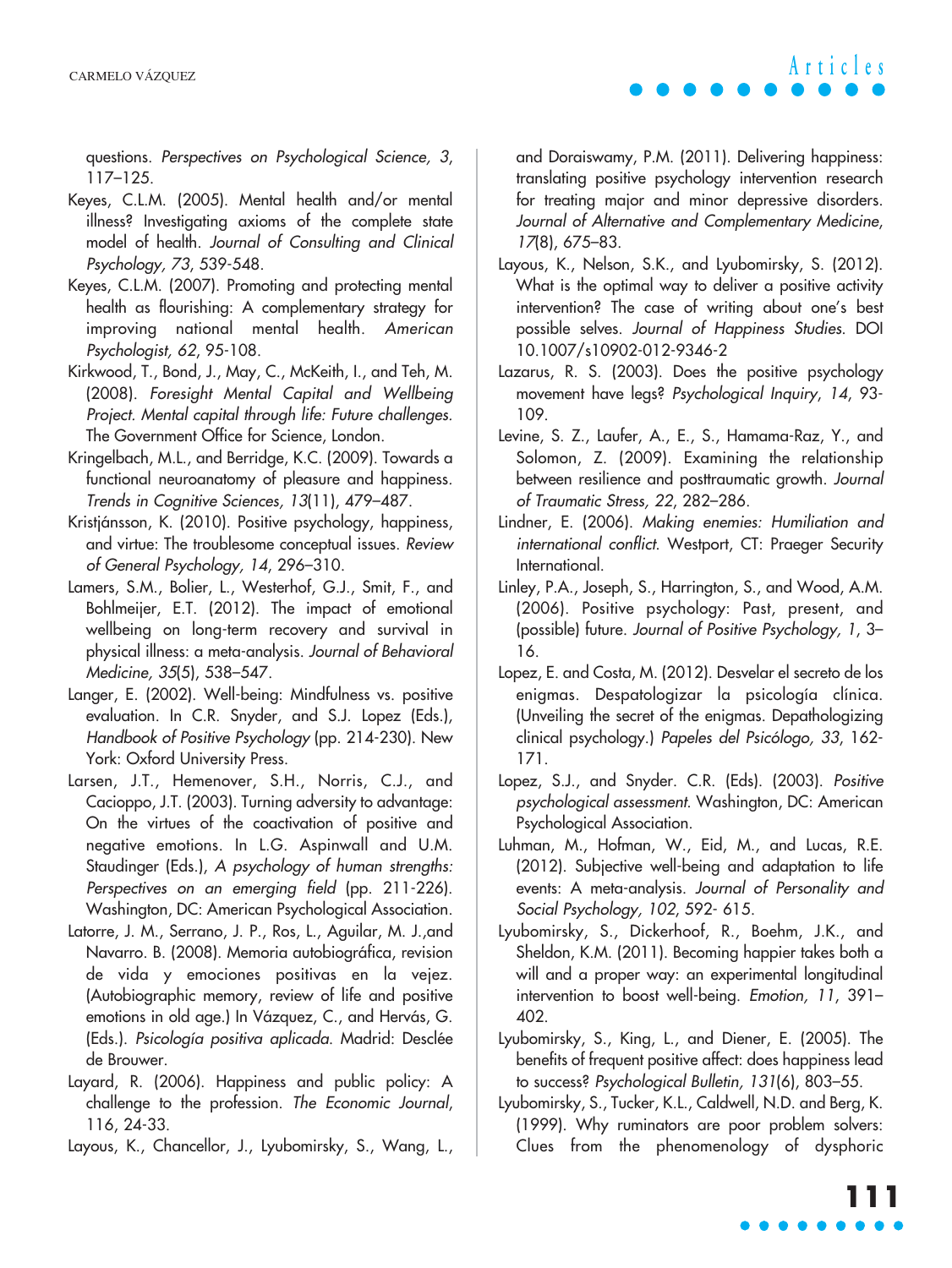questions. *Perspectives on Psychological Science, 3*, 117–125.

Keyes, C.L.M. (2005). Mental health and/or mental illness? Investigating axioms of the complete state model of health. *Journal of Consulting and Clinical Psychology, 73*, 539-548.

Keyes, C.L.M. (2007). Promoting and protecting mental health as flourishing: A complementary strategy for improving national mental health. *American Psychologist, 62*, 95-108.

Kirkwood, T., Bond, J., May, C., McKeith, I., and Teh, M. (2008). *Foresight Mental Capital and Wellbeing Project. Mental capital through life: Future challenges.* The Government Office for Science, London.

Kringelbach, M.L., and Berridge, K.C. (2009). Towards a functional neuroanatomy of pleasure and happiness. *Trends in Cognitive Sciences, 13*(11), 479–487.

Kristjánsson, K. (2010). Positive psychology, happiness, and virtue: The troublesome conceptual issues. *Review of General Psychology, 14*, 296–310.

Lamers, S.M., Bolier, L., Westerhof, G.J., Smit, F., and Bohlmeijer, E.T. (2012). The impact of emotional wellbeing on long-term recovery and survival in physical illness: a meta-analysis. *Journal of Behavioral Medicine, 35*(5), 538–547.

Langer, E. (2002). Well-being: Mindfulness vs. positive evaluation. In C.R. Snyder, and S.J. Lopez (Eds.), *Handbook of Positive Psychology* (pp. 214-230). New York: Oxford University Press.

Larsen, J.T., Hemenover, S.H., Norris, C.J., and Cacioppo, J.T. (2003). Turning adversity to advantage: On the virtues of the coactivation of positive and negative emotions. In L.G. Aspinwall and U.M. Staudinger (Eds.), *A psychology of human strengths: Perspectives on an emerging field* (pp. 211-226). Washington, DC: American Psychological Association.

Latorre, J. M., Serrano, J. P., Ros, L., Aguilar, M. J.,and Navarro. B. (2008). Memoria autobiográfica, revision de vida y emociones positivas en la vejez. (Autobiographic memory, review of life and positive emotions in old age.) In Vázquez, C., and Hervás, G. (Eds.). *Psicología positiva aplicada*. Madrid: Desclée de Brouwer.

Layard, R. (2006). Happiness and public policy: A challenge to the profession. *The Economic Journal*, 116, 24-33.

Layous, K., Chancellor, J., Lyubomirsky, S., Wang, L., and Doraiswamy, P.M. (2011). Delivering happiness: translating positive psychology intervention research for treating major and minor depressive disorders. *Journal of Alternative and Complementary Medicine, 17*(8), 675–83.

Layous, K., Nelson, S.K., and Lyubomirsky, S. (2012). What is the optimal way to deliver a positive activity intervention? The case of writing about one's best possible selves. *Journal of Happiness Studies*. DOI 10.1007/s10902-012-9346-2

Lazarus, R. S. (2003). Does the positive psychology movement have legs? *Psychological Inquiry, 14*, 93-109.

Levine, S. Z., Laufer, A., E., S., Hamama-Raz, Y., and Solomon, Z. (2009). Examining the relationship between resilience and posttraumatic growth. *Journal of Traumatic Stress, 22*, 282–286.

Lindner, E. (2006). *Making enemies: Humiliation and international conflict*. Westport, CT: Praeger Security International.

Linley, P.A., Joseph, S., Harrington, S., and Wood, A.M. (2006). Positive psychology: Past, present, and (possible) future. *Journal of Positive Psychology, 1*, 3–16.

Lopez, E. and Costa, M. (2012). Desvelar el secreto de los enigmas. Despatologizar la psicología clínica. (Unveiling the secret of the enigmas. Depathologizing clinical psychology.) *Papeles del Psicólogo, 33*, 162-171.

Lopez, S.J., and Snyder. C.R. (Eds). (2003). *Positive psychological assessment*. Washington, DC: American Psychological Association.

Luhman, M., Hofman, W., Eid, M., and Lucas, R.E. (2012). Subjective well-being and adaptation to life events: A meta-analysis. *Journal of Personality and Social Psychology, 102*, 592- 615.

Lyubomirsky, S., Dickerhoof, R., Boehm, J.K., and Sheldon, K.M. (2011). Becoming happier takes both a will and a proper way: an experimental longitudinal intervention to boost well-being. *Emotion, 11*, 391–402.

Lyubomirsky, S., King, L., and Diener, E. (2005). The benefits of frequent positive affect: does happiness lead to success? *Psychological Bulletin, 131*(6), 803–55.

Lyubomirsky, S., Tucker, K.L., Caldwell, N.D. and Berg, K. (1999). Why ruminators are poor problem solvers: Clues from the phenomenology of dysphoric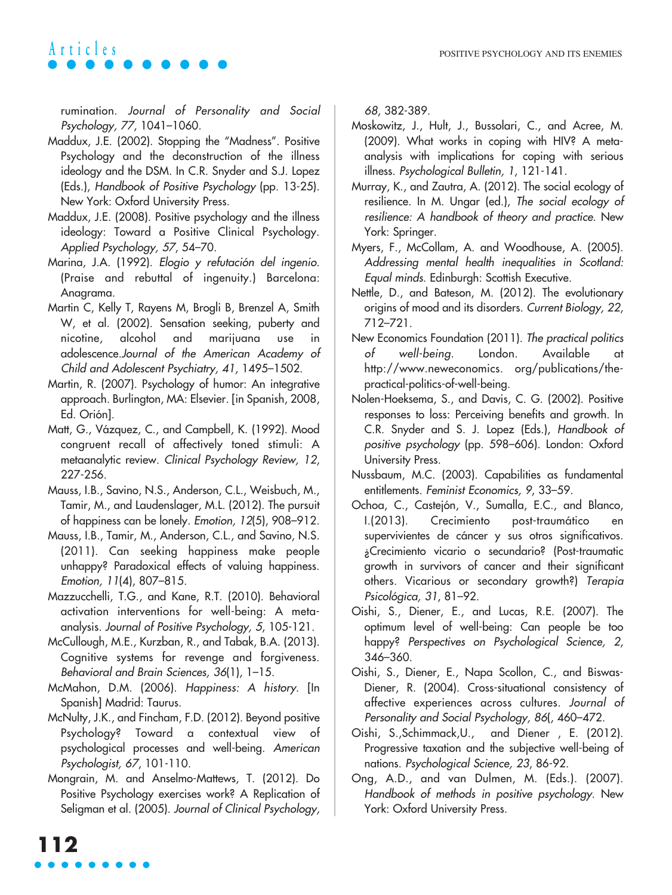rumination. *Journal of Personality and Social Psychology, 77*, 1041–1060.

Maddux, J.E. (2002). Stopping the "Madness". Positive Psychology and the deconstruction of the illness ideology and the DSM. In C.R. Snyder and S.J. Lopez (Eds.), *Handbook of Positive Psychology* (pp. 13-25). New York: Oxford University Press.

Maddux, J.E. (2008). Positive psychology and the illness ideology: Toward a Positive Clinical Psychology. *Applied Psychology, 57*, 54–70.

Marina, J.A. (1992). *Elogio y refutación del ingenio*. (Praise and rebuttal of ingenuity.) Barcelona: Anagrama.

Martin C, Kelly T, Rayens M, Brogli B, Brenzel A, Smith W, et al. (2002). Sensation seeking, puberty and nicotine, alcohol and marijuana use in adolescence.*Journal of the American Academy of Child and Adolescent Psychiatry, 41,* 1495–1502.

Martin, R. (2007). Psychology of humor: An integrative approach. Burlington, MA: Elsevier. [in Spanish, 2008, Ed. Orión].

Matt, G., Vázquez, C., and Campbell, K. (1992). Mood congruent recall of affectively toned stimuli: A metaanalytic review. *Clinical Psychology Review, 12*, 227-256.

Mauss, I.B., Savino, N.S., Anderson, C.L., Weisbuch, M., Tamir, M., and Laudenslager, M.L. (2012). The pursuit of happiness can be lonely. *Emotion, 12*(5), 908–912.

Mauss, I.B., Tamir, M., Anderson, C.L., and Savino, N.S. (2011). Can seeking happiness make people unhappy? Paradoxical effects of valuing happiness. *Emotion, 11*(4), 807–815.

Mazzucchelli, T.G., and Kane, R.T. (2010). Behavioral activation interventions for well-being: A meta-analysis. *Journal of Positive Psychology, 5*, 105-121.

McCullough, M.E., Kurzban, R., and Tabak, B.A. (2013). Cognitive systems for revenge and forgiveness. *Behavioral and Brain Sciences, 36*(1), 1–15.

McMahon, D.M. (2006). *Happiness: A history*. [In Spanish] Madrid: Taurus.

McNulty, J.K., and Fincham, F.D. (2012). Beyond positive Psychology? Toward a contextual view of psychological processes and well-being. *American Psychologist, 67*, 101-110.

Mongrain, M. and Anselmo-Mattews, T. (2012). Do Positive Psychology exercises work? A Replication of Seligman et al. (2005). *Journal of Clinical Psychology, 68*, 382-389.

Moskowitz, J., Hult, J., Bussolari, C., and Acree, M. (2009). What works in coping with HIV? A meta-analysis with implications for coping with serious illness. *Psychological Bulletin, 1*, 121-141.

Murray, K., and Zautra, A. (2012). The social ecology of resilience. In M. Ungar (ed.), *The social ecology of resilience: A handbook of theory and practice*. New York: Springer.

Myers, F., McCollam, A. and Woodhouse, A. (2005). *Addressing mental health inequalities in Scotland: Equal minds*. Edinburgh: Scottish Executive.

Nettle, D., and Bateson, M. (2012). The evolutionary origins of mood and its disorders. *Current Biology, 22*, 712–721.

New Economics Foundation (2011). *The practical politics of well-being*. London. Available at http://www.neweconomics. org/publications/the-practical-politics-of-well-being.

Nolen-Hoeksema, S., and Davis, C. G. (2002). Positive responses to loss: Perceiving benefits and growth. In C.R. Snyder and S. J. Lopez (Eds.), *Handbook of positive psychology* (pp. 598–606). London: Oxford University Press.

Nussbaum, M.C. (2003). Capabilities as fundamental entitlements. *Feminist Economics, 9*, 33–59.

Ochoa, C., Castejón, V., Sumalla, E.C., and Blanco, I.(2013). Crecimiento post-traumático en supervivientes de cáncer y sus otros significativos. ¿Crecimiento vicario o secundario? (Post-traumatic growth in survivors of cancer and their significant others. Vicarious or secondary growth?) *Terapia Psicológica, 31*, 81–92.

Oishi, S., Diener, E., and Lucas, R.E. (2007). The optimum level of well-being: Can people be too happy? *Perspectives on Psychological Science, 2*, 346–360.

Oishi, S., Diener, E., Napa Scollon, C., and Biswas-Diener, R. (2004). Cross-situational consistency of affective experiences across cultures. *Journal of Personality and Social Psychology, 86*(, 460–472.

Oishi, S.,Schimmack,U., and Diener , E. (2012). Progressive taxation and the subjective well-being of nations. *Psychological Science, 23*, 86-92.

Ong, A.D., and van Dulmen, M. (Eds.). (2007). *Handbook of methods in positive psychology*. New York: Oxford University Press.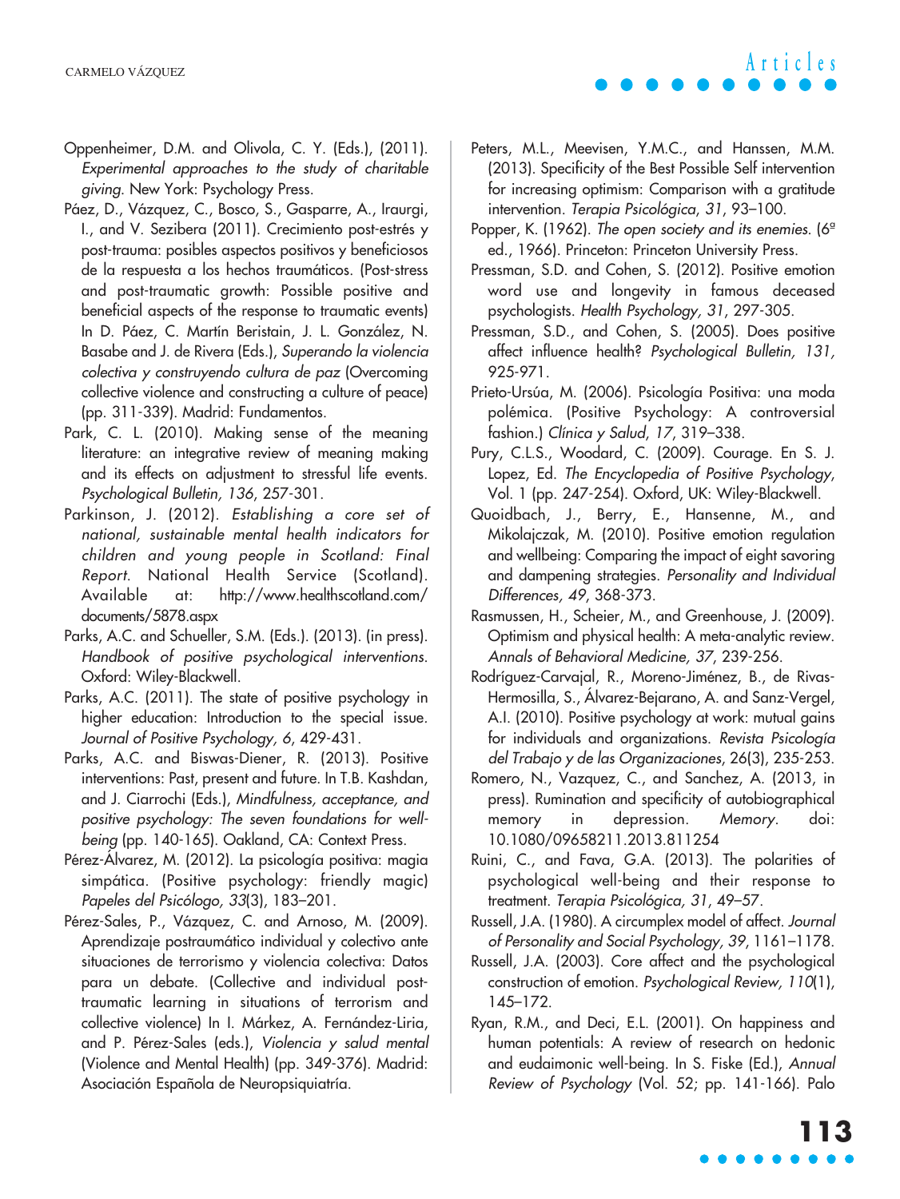Oppenheimer, D.M. and Olivola, C. Y. (Eds.), (2011). *Experimental approaches to the study of charitable giving*. New York: Psychology Press.

Páez, D., Vázquez, C., Bosco, S., Gasparre, A., Iraurgi, I., and V. Sezibera (2011). Crecimiento post-estrés y post-trauma: posibles aspectos positivos y beneficiosos de la respuesta a los hechos traumáticos. (Post-stress and post-traumatic growth: Possible positive and beneficial aspects of the response to traumatic events) In D. Páez, C. Martín Beristain, J. L. González, N. Basabe and J. de Rivera (Eds.), *Superando la violencia colectiva y construyendo cultura de paz* (Overcoming collective violence and constructing a culture of peace) (pp. 311-339). Madrid: Fundamentos.

Park, C. L. (2010). Making sense of the meaning literature: an integrative review of meaning making and its effects on adjustment to stressful life events. *Psychological Bulletin, 136*, 257-301.

Parkinson, J. (2012). *Establishing a core set of national, sustainable mental health indicators for children and young people in Scotland: Final Report*. National Health Service (Scotland). Available at: http://www.healthscotland.com/documents/5878.aspx

Parks, A.C. and Schueller, S.M. (Eds.). (2013). (in press). *Handbook of positive psychological interventions*. Oxford: Wiley-Blackwell.

Parks, A.C. (2011). The state of positive psychology in higher education: Introduction to the special issue. *Journal of Positive Psychology, 6*, 429-431.

Parks, A.C. and Biswas-Diener, R. (2013). Positive interventions: Past, present and future. In T.B. Kashdan, and J. Ciarrochi (Eds.), *Mindfulness, acceptance, and positive psychology: The seven foundations for well-being* (pp. 140-165). Oakland, CA: Context Press.

Pérez-Álvarez, M. (2012). La psicología positiva: magia simpática. (Positive psychology: friendly magic) *Papeles del Psicólogo, 33*(3), 183–201.

Pérez-Sales, P., Vázquez, C. and Arnoso, M. (2009). Aprendizaje postraumático individual y colectivo ante situaciones de terrorismo y violencia colectiva: Datos para un debate. (Collective and individual post-traumatic learning in situations of terrorism and collective violence) In I. Márkez, A. Fernández-Liria, and P. Pérez-Sales (eds.), *Violencia y salud mental* (Violence and Mental Health) (pp. 349-376). Madrid: Asociación Española de Neuropsiquiatría.

Peters, M.L., Meevisen, Y.M.C., and Hanssen, M.M. (2013). Specificity of the Best Possible Self intervention for increasing optimism: Comparison with a gratitude intervention. *Terapia Psicológica, 31*, 93–100.

Popper, K. (1962). *The open society and its enemies*. (6ª ed., 1966). Princeton: Princeton University Press.

Pressman, S.D. and Cohen, S. (2012). Positive emotion word use and longevity in famous deceased psychologists. *Health Psychology, 31*, 297-305.

Pressman, S.D., and Cohen, S. (2005). Does positive affect influence health? *Psychological Bulletin, 131*, 925-971.

Prieto-Ursúa, M. (2006). Psicología Positiva: una moda polémica. (Positive Psychology: A controversial fashion.) *Clínica y Salud, 17*, 319–338.

Pury, C.L.S., Woodard, C. (2009). Courage. En S. J. Lopez, Ed. *The Encyclopedia of Positive Psychology*, Vol. 1 (pp. 247-254). Oxford, UK: Wiley-Blackwell.

Quoidbach, J., Berry, E., Hansenne, M., and Mikolajczak, M. (2010). Positive emotion regulation and wellbeing: Comparing the impact of eight savoring and dampening strategies. *Personality and Individual Differences, 49*, 368-373.

Rasmussen, H., Scheier, M., and Greenhouse, J. (2009). Optimism and physical health: A meta-analytic review. *Annals of Behavioral Medicine, 37*, 239-256.

Rodríguez-Carvajal, R., Moreno-Jiménez, B., de Rivas-Hermosilla, S., Álvarez-Bejarano, A. and Sanz-Vergel, A.I. (2010). Positive psychology at work: mutual gains for individuals and organizations. *Revista Psicología del Trabajo y de las Organizaciones*, 26(3), 235-253.

Romero, N., Vazquez, C., and Sanchez, A. (2013, in press). Rumination and specificity of autobiographical memory in depression. *Memory*. doi: 10.1080/09658211.2013.811254

Ruini, C., and Fava, G.A. (2013). The polarities of psychological well-being and their response to treatment. *Terapia Psicológica, 31*, 49–57.

Russell, J.A. (1980). A circumplex model of affect. *Journal of Personality and Social Psychology, 39*, 1161–1178.

Russell, J.A. (2003). Core affect and the psychological construction of emotion. *Psychological Review, 110*(1), 145–172.

Ryan, R.M., and Deci, E.L. (2001). On happiness and human potentials: A review of research on hedonic and eudaimonic well-being. In S. Fiske (Ed.), *Annual Review of Psychology* (Vol. 52; pp. 141-166). Palo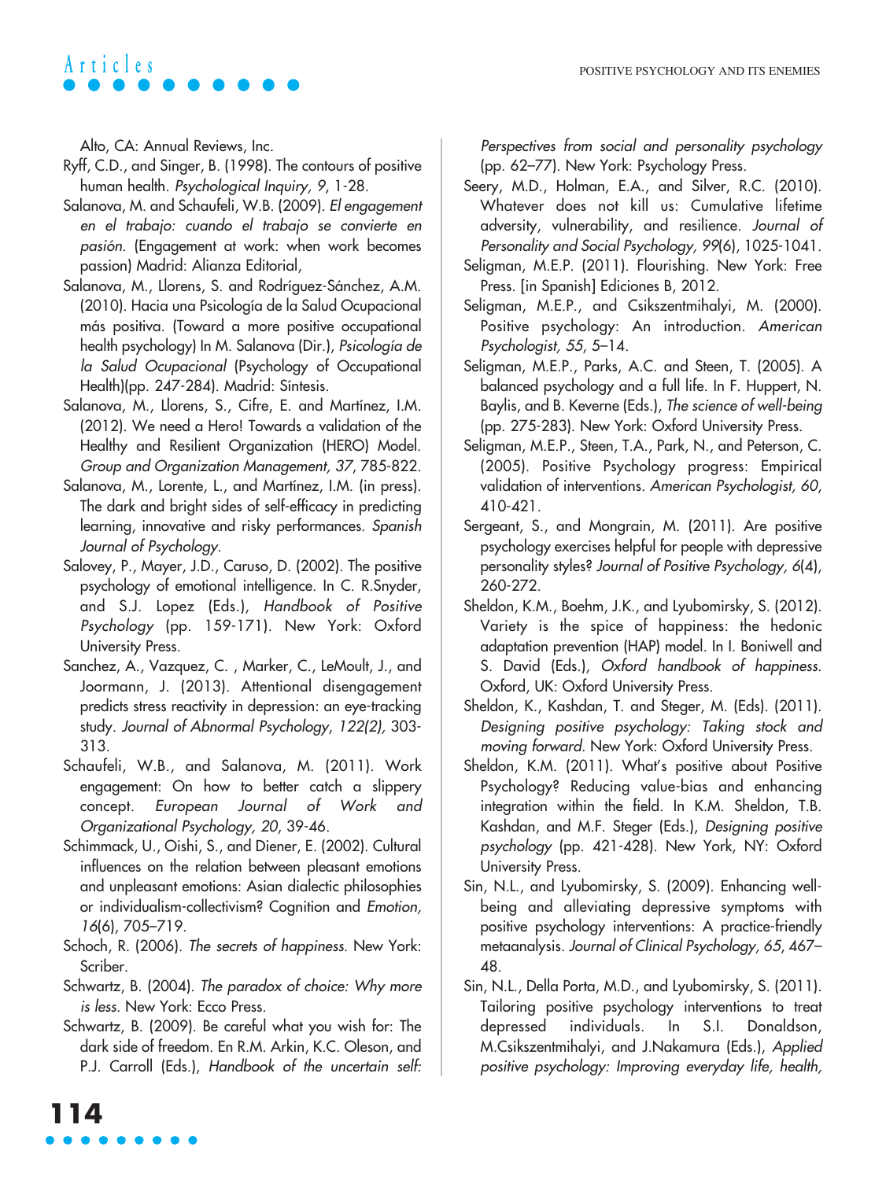Alto, CA: Annual Reviews, Inc.

Ryff, C.D., and Singer, B. (1998). The contours of positive human health. *Psychological Inquiry, 9*, 1-28.

Salanova, M. and Schaufeli, W.B. (2009). *El engagement en el trabajo: cuando el trabajo se convierte en pasión.* (Engagement at work: when work becomes passion) Madrid: Alianza Editorial,

Salanova, M., Llorens, S. and Rodríguez-Sánchez, A.M. (2010). Hacia una Psicología de la Salud Ocupacional más positiva. (Toward a more positive occupational health psychology) In M. Salanova (Dir.), *Psicología de la Salud Ocupacional* (Psychology of Occupational Health)(pp. 247-284). Madrid: Síntesis.

Salanova, M., Llorens, S., Cifre, E. and Martínez, I.M. (2012). We need a Hero! Towards a validation of the Healthy and Resilient Organization (HERO) Model. *Group and Organization Management, 37*, 785-822.

Salanova, M., Lorente, L., and Martínez, I.M. (in press). The dark and bright sides of self-efficacy in predicting learning, innovative and risky performances. *Spanish Journal of Psychology.*

Salovey, P., Mayer, J.D., Caruso, D. (2002). The positive psychology of emotional intelligence. In C. R.Snyder, and S.J. Lopez (Eds.), *Handbook of Positive Psychology* (pp. 159-171). New York: Oxford University Press.

Sanchez, A., Vazquez, C. , Marker, C., LeMoult, J., and Joormann, J. (2013). Attentional disengagement predicts stress reactivity in depression: an eye-tracking study. *Journal of Abnormal Psychology, 122(2),* 303-313.

Schaufeli, W.B., and Salanova, M. (2011). Work engagement: On how to better catch a slippery concept. *European Journal of Work and Organizational Psychology, 20*, 39-46.

Schimmack, U., Oishi, S., and Diener, E. (2002). Cultural influences on the relation between pleasant emotions and unpleasant emotions: Asian dialectic philosophies or individualism-collectivism? Cognition and *Emotion, 16*(6), 705–719.

Schoch, R. (2006). *The secrets of happiness.* New York: Scriber.

Schwartz, B. (2004). *The paradox of choice: Why more is less.* New York: Ecco Press.

Schwartz, B. (2009). Be careful what you wish for: The dark side of freedom. En R.M. Arkin, K.C. Oleson, and P.J. Carroll (Eds.), *Handbook of the uncertain self: Perspectives from social and personality psychology* (pp. 62–77). New York: Psychology Press.

Seery, M.D., Holman, E.A., and Silver, R.C. (2010). Whatever does not kill us: Cumulative lifetime adversity, vulnerability, and resilience. *Journal of Personality and Social Psychology, 99*(6), 1025-1041.

Seligman, M.E.P. (2011). Flourishing. New York: Free Press. [in Spanish] Ediciones B, 2012.

Seligman, M.E.P., and Csikszentmihalyi, M. (2000). Positive psychology: An introduction. *American Psychologist, 55*, 5–14.

Seligman, M.E.P., Parks, A.C. and Steen, T. (2005). A balanced psychology and a full life. In F. Huppert, N. Baylis, and B. Keverne (Eds.), *The science of well-being* (pp. 275-283). New York: Oxford University Press.

Seligman, M.E.P., Steen, T.A., Park, N., and Peterson, C. (2005). Positive Psychology progress: Empirical validation of interventions. *American Psychologist, 60*, 410-421.

Sergeant, S., and Mongrain, M. (2011). Are positive psychology exercises helpful for people with depressive personality styles? *Journal of Positive Psychology, 6*(4), 260-272.

Sheldon, K.M., Boehm, J.K., and Lyubomirsky, S. (2012). Variety is the spice of happiness: the hedonic adaptation prevention (HAP) model. In I. Boniwell and S. David (Eds.), *Oxford handbook of happiness.* Oxford, UK: Oxford University Press.

Sheldon, K., Kashdan, T. and Steger, M. (Eds). (2011). *Designing positive psychology: Taking stock and moving forward.* New York: Oxford University Press.

Sheldon, K.M. (2011). What's positive about Positive Psychology? Reducing value-bias and enhancing integration within the field. In K.M. Sheldon, T.B. Kashdan, and M.F. Steger (Eds.), *Designing positive psychology* (pp. 421-428). New York, NY: Oxford University Press.

Sin, N.L., and Lyubomirsky, S. (2009). Enhancing well-being and alleviating depressive symptoms with positive psychology interventions: A practice-friendly metaanalysis. *Journal of Clinical Psychology, 65*, 467–48.

Sin, N.L., Della Porta, M.D., and Lyubomirsky, S. (2011). Tailoring positive psychology interventions to treat depressed individuals. In S.I. Donaldson, M.Csikszentmihalyi, and J.Nakamura (Eds.), *Applied positive psychology: Improving everyday life, health,*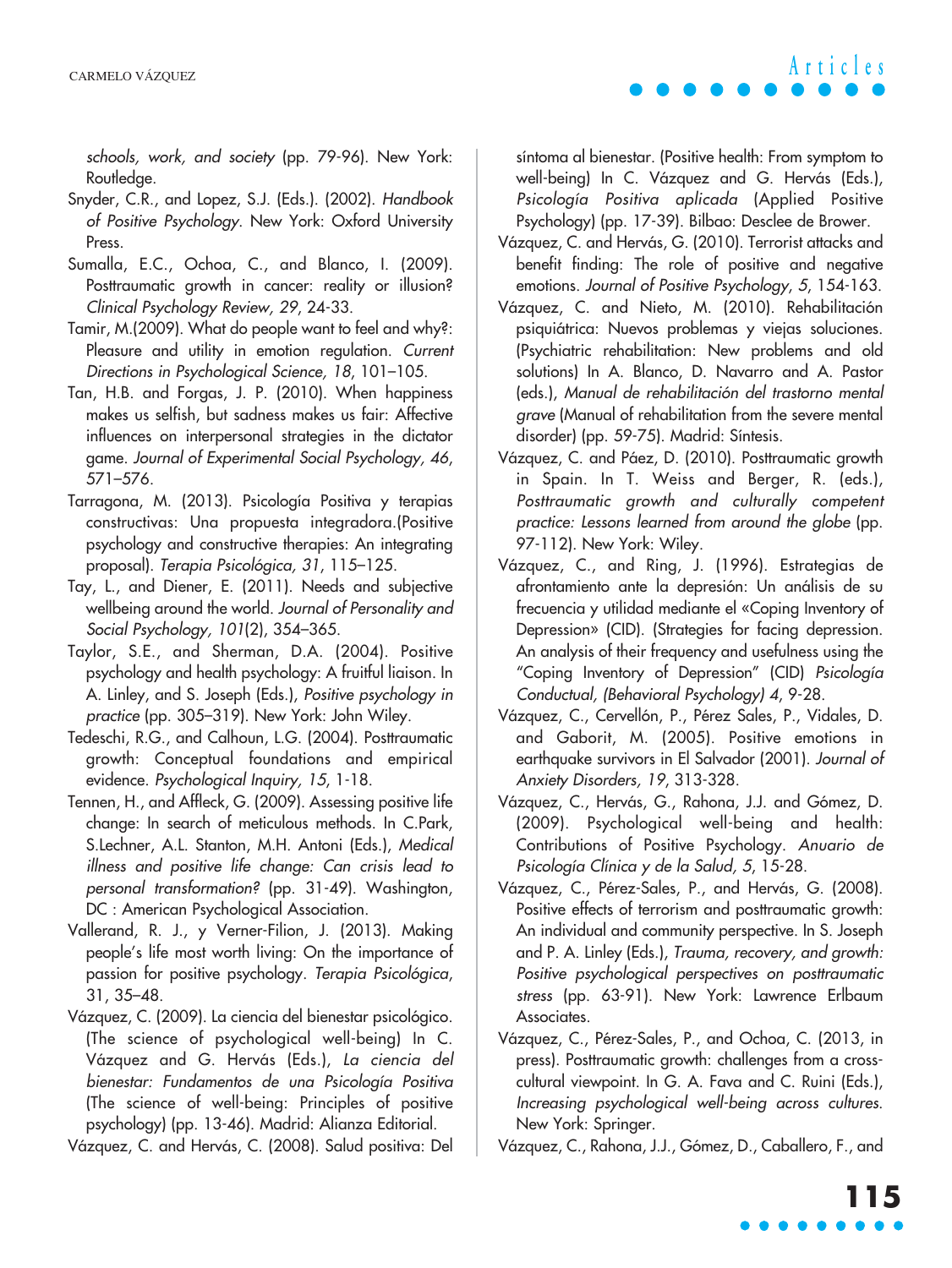schools, work, and society* (pp. 79-96). New York: Routledge.

Snyder, C.R., and Lopez, S.J. (Eds.). (2002). *Handbook of Positive Psychology*. New York: Oxford University Press.

Sumalla, E.C., Ochoa, C., and Blanco, I. (2009). Posttraumatic growth in cancer: reality or illusion? *Clinical Psychology Review, 29*, 24-33.

Tamir, M.(2009). What do people want to feel and why?: Pleasure and utility in emotion regulation. *Current Directions in Psychological Science, 18*, 101–105.

Tan, H.B. and Forgas, J. P. (2010). When happiness makes us selfish, but sadness makes us fair: Affective influences on interpersonal strategies in the dictator game. *Journal of Experimental Social Psychology, 46*, 571–576.

Tarragona, M. (2013). Psicología Positiva y terapias constructivas: Una propuesta integradora.(Positive psychology and constructive therapies: An integrating proposal). *Terapia Psicológica, 31*, 115–125.

Tay, L., and Diener, E. (2011). Needs and subjective wellbeing around the world. *Journal of Personality and Social Psychology, 101*(2), 354–365.

Taylor, S.E., and Sherman, D.A. (2004). Positive psychology and health psychology: A fruitful liaison. In A. Linley, and S. Joseph (Eds.), *Positive psychology in practice* (pp. 305–319). New York: John Wiley.

Tedeschi, R.G., and Calhoun, L.G. (2004). Posttraumatic growth: Conceptual foundations and empirical evidence. *Psychological Inquiry, 15*, 1-18.

Tennen, H., and Affleck, G. (2009). Assessing positive life change: In search of meticulous methods. In C.Park, S.Lechner, A.L. Stanton, M.H. Antoni (Eds.), *Medical illness and positive life change: Can crisis lead to personal transformation?* (pp. 31-49). Washington, DC : American Psychological Association.

Vallerand, R. J., y Verner-Filion, J. (2013). Making people's life most worth living: On the importance of passion for positive psychology. *Terapia Psicológica*, 31, 35–48.

Vázquez, C. (2009). La ciencia del bienestar psicológico. (The science of psychological well-being) In C. Vázquez and G. Hervás (Eds.), *La ciencia del bienestar: Fundamentos de una Psicología Positiva* (The science of well-being: Principles of positive psychology) (pp. 13-46). Madrid: Alianza Editorial.

Vázquez, C. and Hervás, C. (2008). Salud positiva: Del síntoma al bienestar. (Positive health: From symptom to well-being) In C. Vázquez and G. Hervás (Eds.), *Psicología Positiva aplicada* (Applied Positive Psychology) (pp. 17-39). Bilbao: Desclee de Brower.

Vázquez, C. and Hervás, G. (2010). Terrorist attacks and benefit finding: The role of positive and negative emotions. *Journal of Positive Psychology*, *5*, 154-163.

Vázquez, C. and Nieto, M. (2010). Rehabilitación psiquiátrica: Nuevos problemas y viejas soluciones. (Psychiatric rehabilitation: New problems and old solutions) In A. Blanco, D. Navarro and A. Pastor (eds.), *Manual de rehabilitación del trastorno mental grave* (Manual of rehabilitation from the severe mental disorder) (pp. 59-75). Madrid: Síntesis.

Vázquez, C. and Páez, D. (2010). Posttraumatic growth in Spain. In T. Weiss and Berger, R. (eds.), *Posttraumatic growth and culturally competent practice: Lessons learned from around the globe* (pp. 97-112). New York: Wiley.

Vázquez, C., and Ring, J. (1996). Estrategias de afrontamiento ante la depresión: Un análisis de su frecuencia y utilidad mediante el «Coping Inventory of Depression» (CID). (Strategies for facing depression. An analysis of their frequency and usefulness using the "Coping Inventory of Depression" (CID) *Psicología Conductual, (Behavioral Psychology) 4*, 9-28.

Vázquez, C., Cervellón, P., Pérez Sales, P., Vidales, D. and Gaborit, M. (2005). Positive emotions in earthquake survivors in El Salvador (2001). *Journal of Anxiety Disorders, 19*, 313-328.

Vázquez, C., Hervás, G., Rahona, J.J. and Gómez, D. (2009). Psychological well-being and health: Contributions of Positive Psychology. *Anuario de Psicología Clínica y de la Salud, 5*, 15-28.

Vázquez, C., Pérez-Sales, P., and Hervás, G. (2008). Positive effects of terrorism and posttraumatic growth: An individual and community perspective. In S. Joseph and P. A. Linley (Eds.), *Trauma, recovery, and growth: Positive psychological perspectives on posttraumatic stress* (pp. 63-91). New York: Lawrence Erlbaum Associates.

Vázquez, C., Pérez-Sales, P., and Ochoa, C. (2013, in press). Posttraumatic growth: challenges from a cross-cultural viewpoint. In G. A. Fava and C. Ruini (Eds.), *Increasing psychological well-being across cultures*. New York: Springer.

Vázquez, C., Rahona, J.J., Gómez, D., Caballero, F., and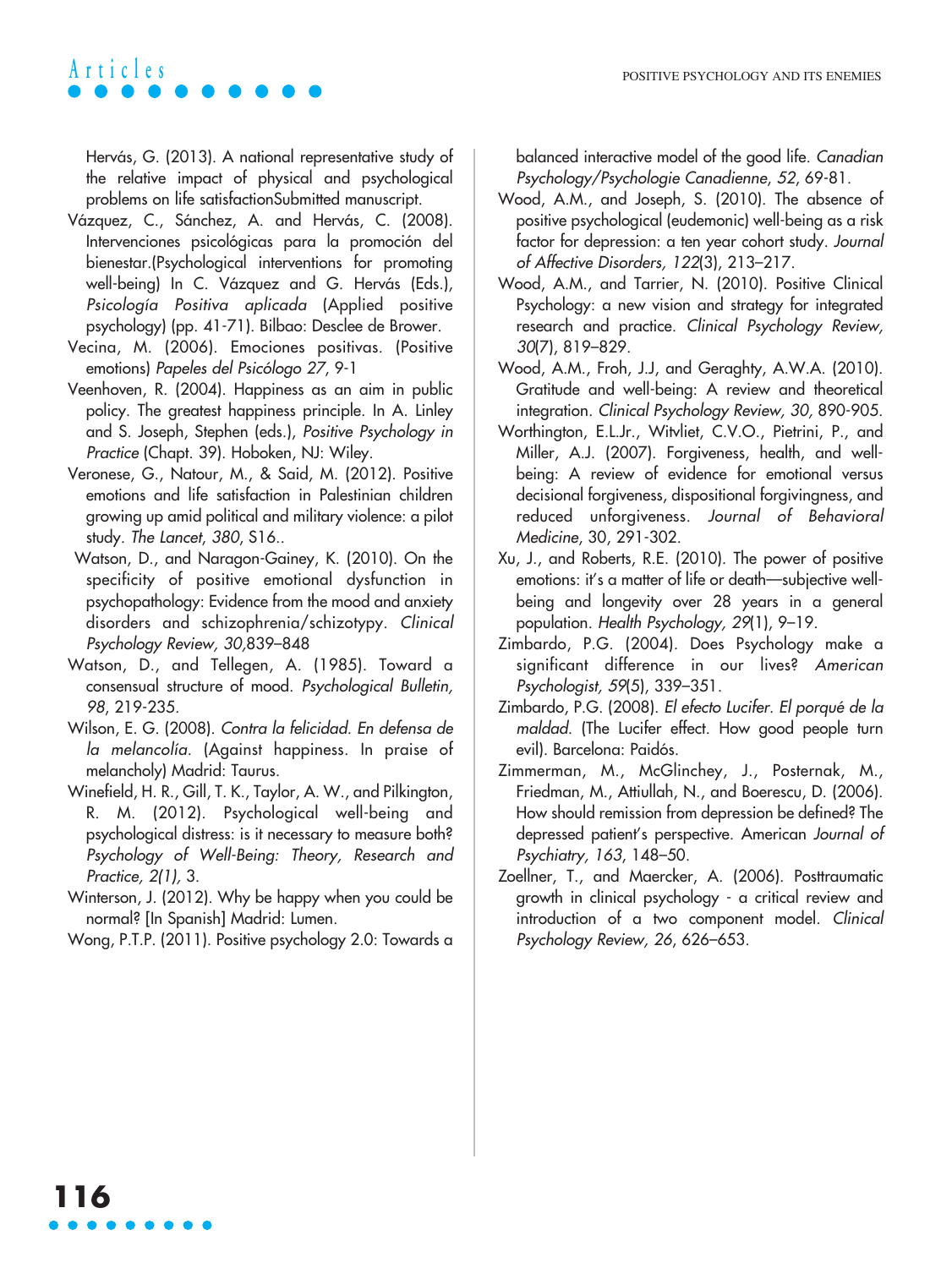Hervás, G. (2013). A national representative study of the relative impact of physical and psychological problems on life satisfactionSubmitted manuscript.

Vázquez, C., Sánchez, A. and Hervás, C. (2008). Intervenciones psicológicas para la promoción del bienestar.(Psychological interventions for promoting well-being) In C. Vázquez and G. Hervás (Eds.), *Psicología Positiva aplicada* (Applied positive psychology) (pp. 41-71). Bilbao: Desclee de Brower.

Vecina, M. (2006). Emociones positivas. (Positive emotions) *Papeles del Psicólogo 27*, 9-1

Veenhoven, R. (2004). Happiness as an aim in public policy. The greatest happiness principle. In A. Linley and S. Joseph, Stephen (eds.), *Positive Psychology in Practice* (Chapt. 39). Hoboken, NJ: Wiley.

Veronese, G., Natour, M., & Said, M. (2012). Positive emotions and life satisfaction in Palestinian children growing up amid political and military violence: a pilot study. *The Lancet, 380*, S16..

Watson, D., and Naragon-Gainey, K. (2010). On the specificity of positive emotional dysfunction in psychopathology: Evidence from the mood and anxiety disorders and schizophrenia/schizotypy. *Clinical Psychology Review, 30*,839–848

Watson, D., and Tellegen, A. (1985). Toward a consensual structure of mood. *Psychological Bulletin, 98*, 219-235.

Wilson, E. G. (2008). *Contra la felicidad. En defensa de la melancolía*. (Against happiness. In praise of melancholy) Madrid: Taurus.

Winefield, H. R., Gill, T. K., Taylor, A. W., and Pilkington, R. M. (2012). Psychological well-being and psychological distress: is it necessary to measure both? *Psychology of Well-Being: Theory, Research and Practice, 2(1),* 3.

Winterson, J. (2012). Why be happy when you could be normal? [In Spanish] Madrid: Lumen.

Wong, P.T.P. (2011). Positive psychology 2.0: Towards a balanced interactive model of the good life. *Canadian Psychology/Psychologie Canadienne, 52*, 69-81.

Wood, A.M., and Joseph, S. (2010). The absence of positive psychological (eudemonic) well-being as a risk factor for depression: a ten year cohort study. *Journal of Affective Disorders, 122*(3), 213–217.

Wood, A.M., and Tarrier, N. (2010). Positive Clinical Psychology: a new vision and strategy for integrated research and practice. *Clinical Psychology Review, 30*(7), 819–829.

Wood, A.M., Froh, J.J, and Geraghty, A.W.A. (2010). Gratitude and well-being: A review and theoretical integration. *Clinical Psychology Review, 30,* 890-905.

Worthington, E.L.Jr., Witvliet, C.V.O., Pietrini, P., and Miller, A.J. (2007). Forgiveness, health, and well-being: A review of evidence for emotional versus decisional forgiveness, dispositional forgivingness, and reduced unforgiveness. *Journal of Behavioral Medicine*, 30, 291-302.

Xu, J., and Roberts, R.E. (2010). The power of positive emotions: it's a matter of life or death—subjective well-being and longevity over 28 years in a general population. *Health Psychology, 29*(1), 9–19.

Zimbardo, P.G. (2004). Does Psychology make a significant difference in our lives? *American Psychologist, 59*(5), 339–351.

Zimbardo, P.G. (2008). *El efecto Lucifer. El porqué de la maldad.* (The Lucifer effect. How good people turn evil). Barcelona: Paidós.

Zimmerman, M., McGlinchey, J., Posternak, M., Friedman, M., Attiullah, N., and Boerescu, D. (2006). How should remission from depression be defined? The depressed patient's perspective. American *Journal of Psychiatry, 163*, 148–50.

Zoellner, T., and Maercker, A. (2006). Posttraumatic growth in clinical psychology - a critical review and introduction of a two component model. *Clinical Psychology Review, 26*, 626–653.